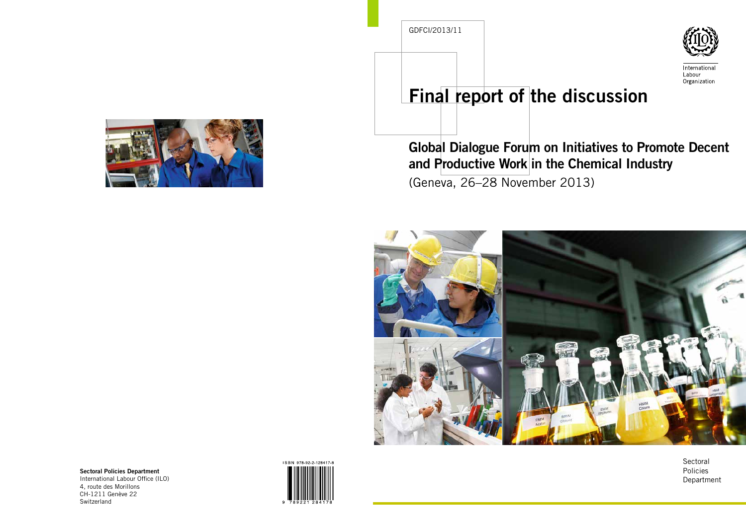GDFCI/2013/11

International Labour Organization

# Final report of the discussion

## Global Dialogue Forum on Initiatives to Promote Decent and Productive Work in the Chemical Industry

(Geneva, 26–28 November 2013)

Sectoral Policies Department

**Sectoral Policies Department**
International Labour Office (ILO)
4, route des Morillons
CH-1211 Genève 22
Switzerland

ISBN 978-92-2-128417-8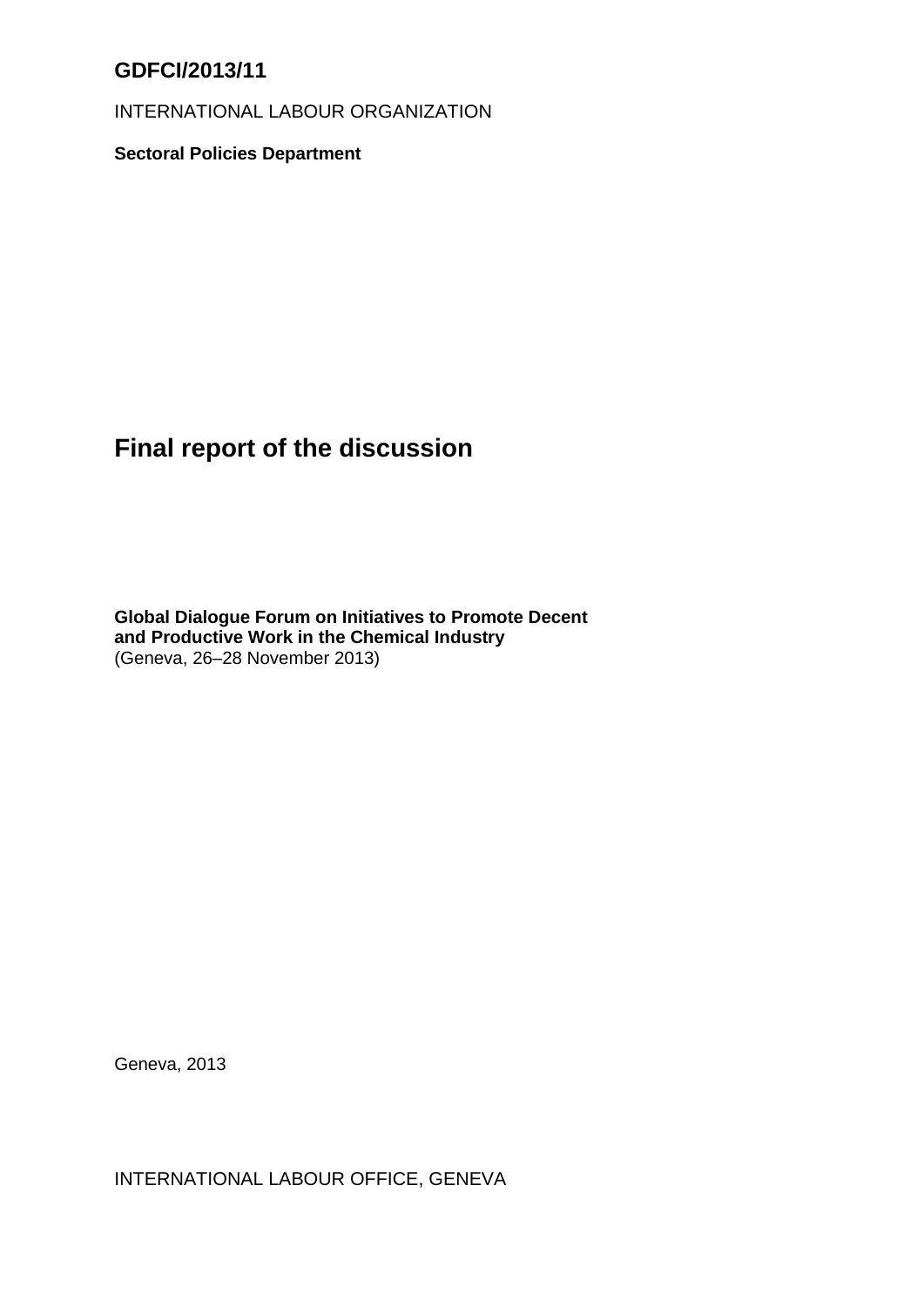**GDFCI/2013/11**

INTERNATIONAL LABOUR ORGANIZATION

**Sectoral Policies Department**

# Final report of the discussion

**Global Dialogue Forum on Initiatives to Promote Decent and Productive Work in the Chemical Industry**
(Geneva, 26–28 November 2013)

Geneva, 2013

INTERNATIONAL LABOUR OFFICE, GENEVA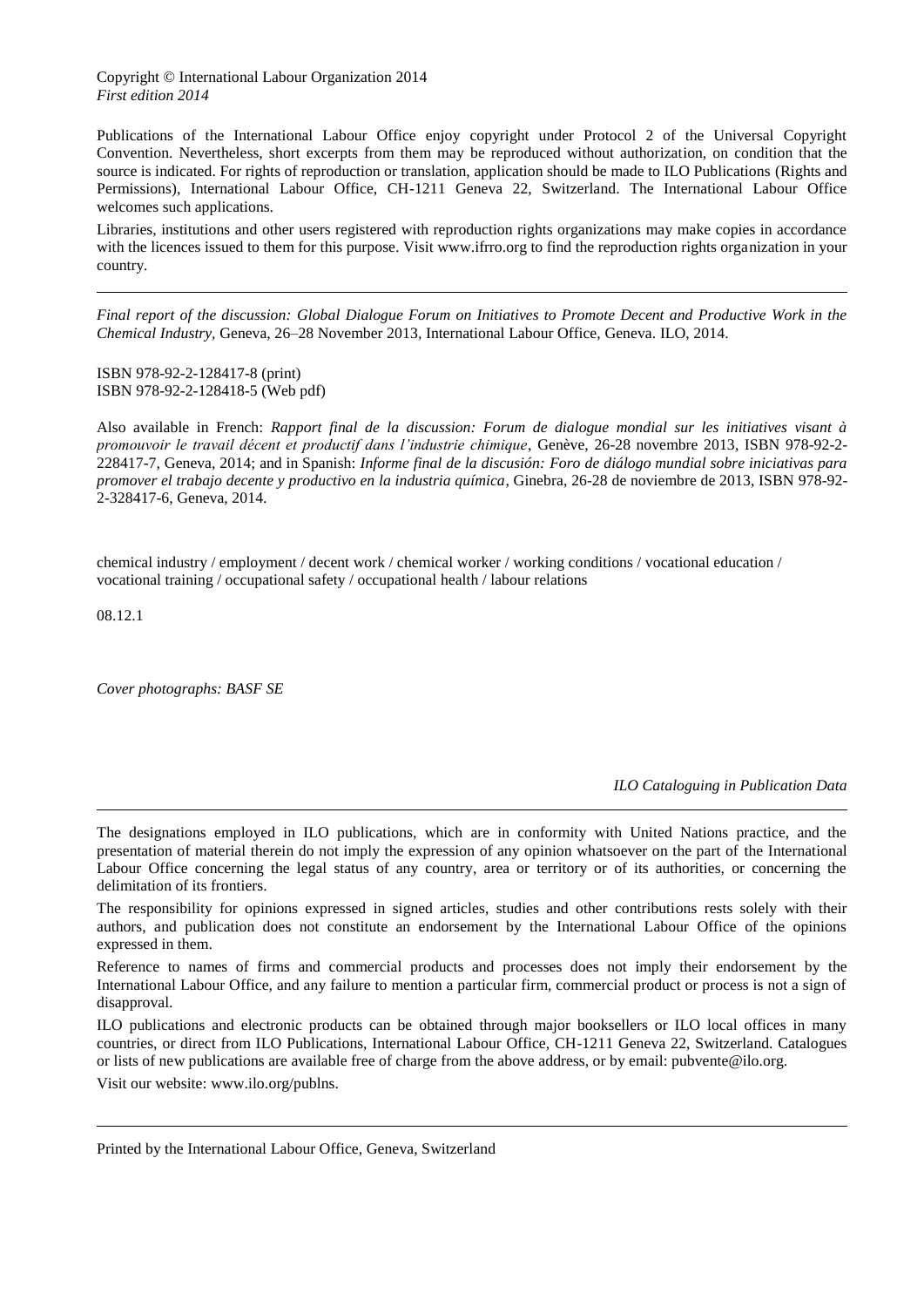Copyright © International Labour Organization 2014
*First edition 2014*

Publications of the International Labour Office enjoy copyright under Protocol 2 of the Universal Copyright Convention. Nevertheless, short excerpts from them may be reproduced without authorization, on condition that the source is indicated. For rights of reproduction or translation, application should be made to ILO Publications (Rights and Permissions), International Labour Office, CH-1211 Geneva 22, Switzerland. The International Labour Office welcomes such applications.

Libraries, institutions and other users registered with reproduction rights organizations may make copies in accordance with the licences issued to them for this purpose. Visit www.ifrro.org to find the reproduction rights organization in your country.

---

*Final report of the discussion: Global Dialogue Forum on Initiatives to Promote Decent and Productive Work in the Chemical Industry,* Geneva, 26–28 November 2013, International Labour Office, Geneva. ILO, 2014.

ISBN 978-92-2-128417-8 (print)
ISBN 978-92-2-128418-5 (Web pdf)

Also available in French: *Rapport final de la discussion: Forum de dialogue mondial sur les initiatives visant à promouvoir le travail décent et productif dans l'industrie chimique*, Genève, 26-28 novembre 2013, ISBN 978-92-2-228417-7, Geneva, 2014; and in Spanish: *Informe final de la discusión: Foro de diálogo mundial sobre iniciativas para promover el trabajo decente y productivo en la industria química*, Ginebra, 26-28 de noviembre de 2013, ISBN 978-92-2-328417-6, Geneva, 2014.

chemical industry / employment / decent work / chemical worker / working conditions / vocational education / vocational training / occupational safety / occupational health / labour relations

08.12.1

*Cover photographs: BASF SE*

*ILO Cataloguing in Publication Data*

---

The designations employed in ILO publications, which are in conformity with United Nations practice, and the presentation of material therein do not imply the expression of any opinion whatsoever on the part of the International Labour Office concerning the legal status of any country, area or territory or of its authorities, or concerning the delimitation of its frontiers.

The responsibility for opinions expressed in signed articles, studies and other contributions rests solely with their authors, and publication does not constitute an endorsement by the International Labour Office of the opinions expressed in them.

Reference to names of firms and commercial products and processes does not imply their endorsement by the International Labour Office, and any failure to mention a particular firm, commercial product or process is not a sign of disapproval.

ILO publications and electronic products can be obtained through major booksellers or ILO local offices in many countries, or direct from ILO Publications, International Labour Office, CH-1211 Geneva 22, Switzerland. Catalogues or lists of new publications are available free of charge from the above address, or by email: pubvente@ilo.org.

Visit our website: www.ilo.org/publns.

---

Printed by the International Labour Office, Geneva, Switzerland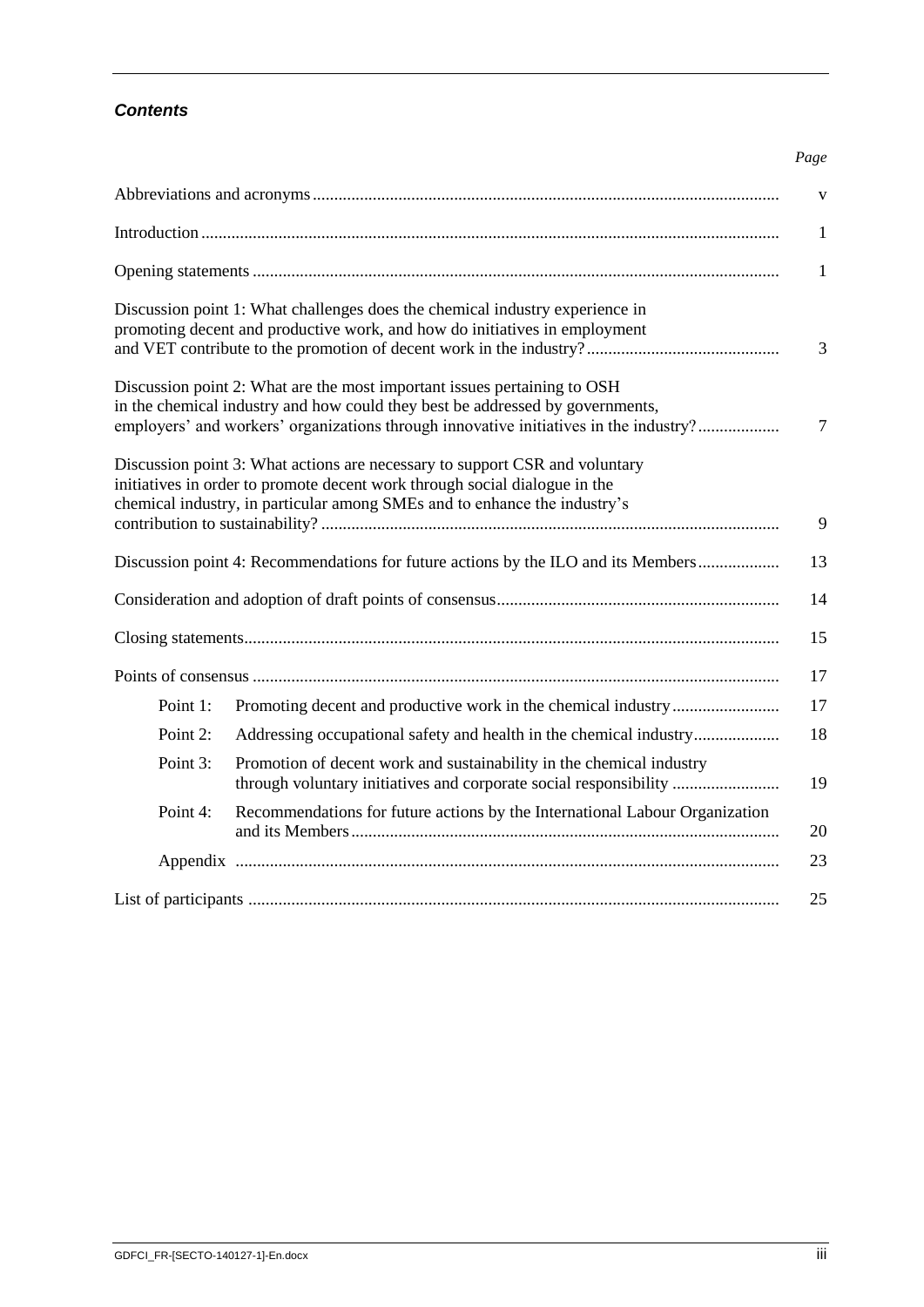***Contents***

| | *Page* |
|---|---|
| Abbreviations and acronyms | v |
| Introduction | 1 |
| Opening statements | 1 |
| Discussion point 1: What challenges does the chemical industry experience in promoting decent and productive work, and how do initiatives in employment and VET contribute to the promotion of decent work in the industry? | 3 |
| Discussion point 2: What are the most important issues pertaining to OSH in the chemical industry and how could they best be addressed by governments, employers' and workers' organizations through innovative initiatives in the industry? | 7 |
| Discussion point 3: What actions are necessary to support CSR and voluntary initiatives in order to promote decent work through social dialogue in the chemical industry, in particular among SMEs and to enhance the industry's contribution to sustainability? | 9 |
| Discussion point 4: Recommendations for future actions by the ILO and its Members | 13 |
| Consideration and adoption of draft points of consensus | 14 |
| Closing statements | 15 |
| Points of consensus | 17 |
| Point 1: Promoting decent and productive work in the chemical industry | 17 |
| Point 2: Addressing occupational safety and health in the chemical industry | 18 |
| Point 3: Promotion of decent work and sustainability in the chemical industry through voluntary initiatives and corporate social responsibility | 19 |
| Point 4: Recommendations for future actions by the International Labour Organization and its Members | 20 |
| Appendix | 23 |
| List of participants | 25 |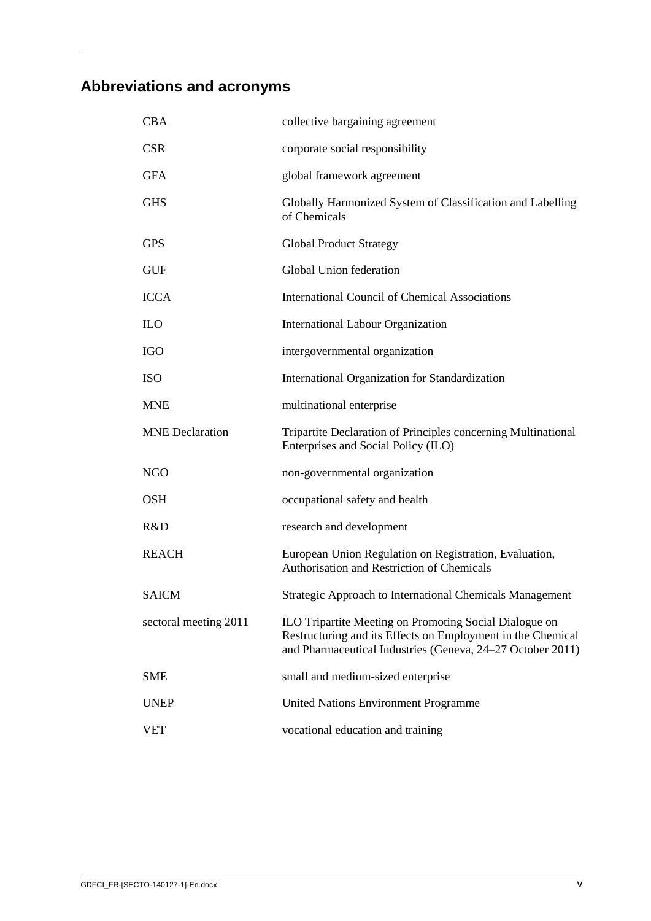## Abbreviations and acronyms

| | |
|---|---|
| CBA | collective bargaining agreement |
| CSR | corporate social responsibility |
| GFA | global framework agreement |
| GHS | Globally Harmonized System of Classification and Labelling of Chemicals |
| GPS | Global Product Strategy |
| GUF | Global Union federation |
| ICCA | International Council of Chemical Associations |
| ILO | International Labour Organization |
| IGO | intergovernmental organization |
| ISO | International Organization for Standardization |
| MNE | multinational enterprise |
| MNE Declaration | Tripartite Declaration of Principles concerning Multinational Enterprises and Social Policy (ILO) |
| NGO | non-governmental organization |
| OSH | occupational safety and health |
| R&D | research and development |
| REACH | European Union Regulation on Registration, Evaluation, Authorisation and Restriction of Chemicals |
| SAICM | Strategic Approach to International Chemicals Management |
| sectoral meeting 2011 | ILO Tripartite Meeting on Promoting Social Dialogue on Restructuring and its Effects on Employment in the Chemical and Pharmaceutical Industries (Geneva, 24–27 October 2011) |
| SME | small and medium-sized enterprise |
| UNEP | United Nations Environment Programme |
| VET | vocational education and training |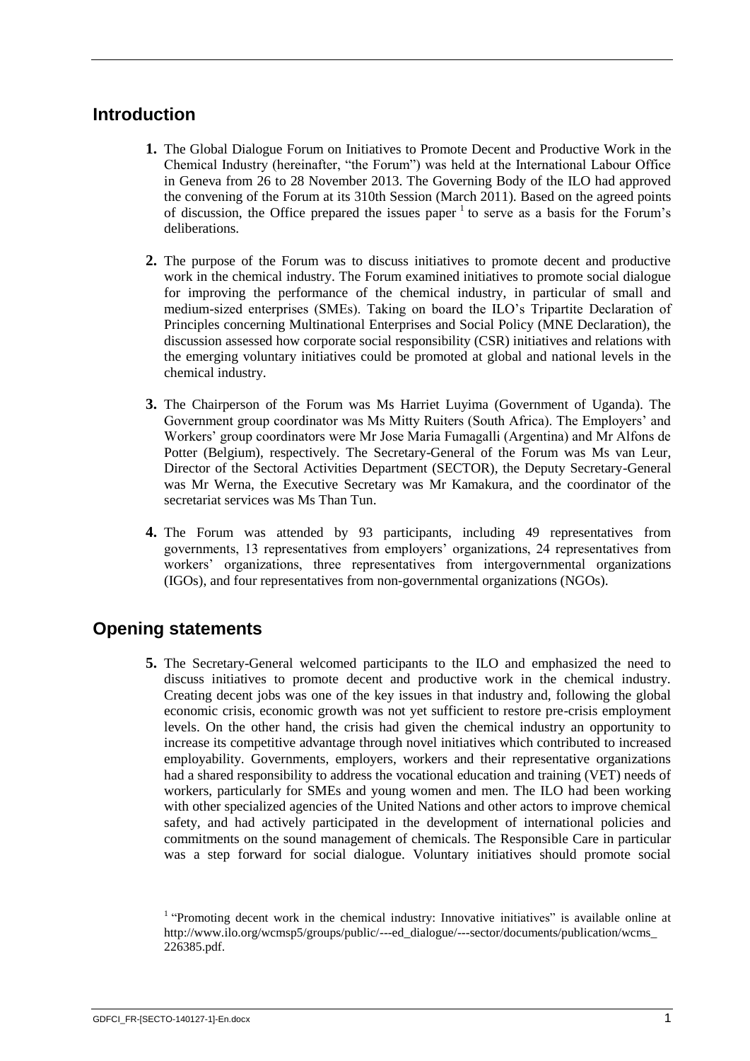## Introduction

**1.** The Global Dialogue Forum on Initiatives to Promote Decent and Productive Work in the Chemical Industry (hereinafter, "the Forum") was held at the International Labour Office in Geneva from 26 to 28 November 2013. The Governing Body of the ILO had approved the convening of the Forum at its 310th Session (March 2011). Based on the agreed points of discussion, the Office prepared the issues paper [1] to serve as a basis for the Forum's deliberations.

**2.** The purpose of the Forum was to discuss initiatives to promote decent and productive work in the chemical industry. The Forum examined initiatives to promote social dialogue for improving the performance of the chemical industry, in particular of small and medium-sized enterprises (SMEs). Taking on board the ILO's Tripartite Declaration of Principles concerning Multinational Enterprises and Social Policy (MNE Declaration), the discussion assessed how corporate social responsibility (CSR) initiatives and relations with the emerging voluntary initiatives could be promoted at global and national levels in the chemical industry.

**3.** The Chairperson of the Forum was Ms Harriet Luyima (Government of Uganda). The Government group coordinator was Ms Mitty Ruiters (South Africa). The Employers' and Workers' group coordinators were Mr Jose Maria Fumagalli (Argentina) and Mr Alfons de Potter (Belgium), respectively. The Secretary-General of the Forum was Ms van Leur, Director of the Sectoral Activities Department (SECTOR), the Deputy Secretary-General was Mr Werna, the Executive Secretary was Mr Kamakura, and the coordinator of the secretariat services was Ms Than Tun.

**4.** The Forum was attended by 93 participants, including 49 representatives from governments, 13 representatives from employers' organizations, 24 representatives from workers' organizations, three representatives from intergovernmental organizations (IGOs), and four representatives from non-governmental organizations (NGOs).

## Opening statements

**5.** The Secretary-General welcomed participants to the ILO and emphasized the need to discuss initiatives to promote decent and productive work in the chemical industry. Creating decent jobs was one of the key issues in that industry and, following the global economic crisis, economic growth was not yet sufficient to restore pre-crisis employment levels. On the other hand, the crisis had given the chemical industry an opportunity to increase its competitive advantage through novel initiatives which contributed to increased employability. Governments, employers, workers and their representative organizations had a shared responsibility to address the vocational education and training (VET) needs of workers, particularly for SMEs and young women and men. The ILO had been working with other specialized agencies of the United Nations and other actors to improve chemical safety, and had actively participated in the development of international policies and commitments on the sound management of chemicals. The Responsible Care in particular was a step forward for social dialogue. Voluntary initiatives should promote social

[1] "Promoting decent work in the chemical industry: Innovative initiatives" is available online at http://www.ilo.org/wcmsp5/groups/public/---ed_dialogue/---sector/documents/publication/wcms_226385.pdf.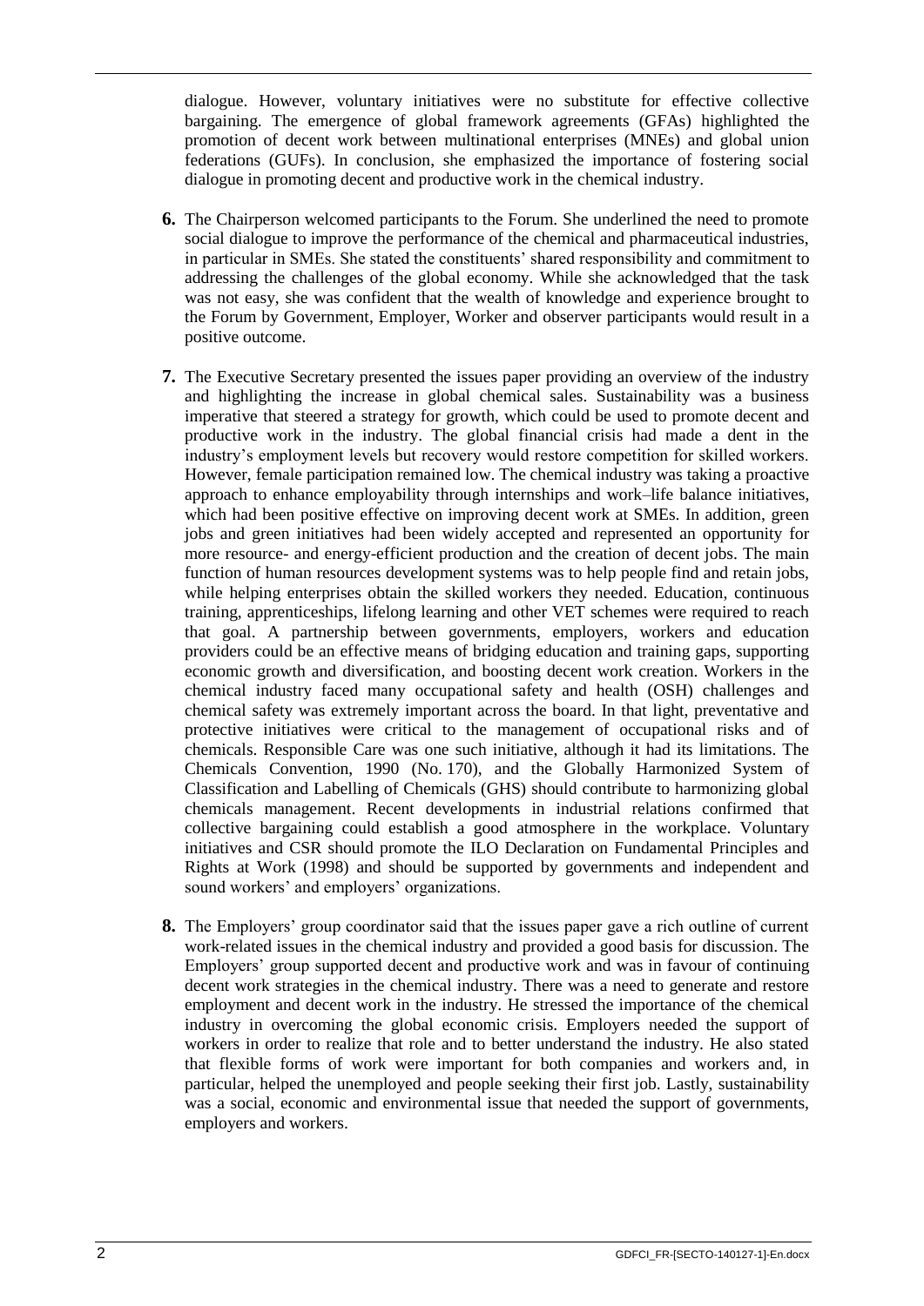dialogue. However, voluntary initiatives were no substitute for effective collective bargaining. The emergence of global framework agreements (GFAs) highlighted the promotion of decent work between multinational enterprises (MNEs) and global union federations (GUFs). In conclusion, she emphasized the importance of fostering social dialogue in promoting decent and productive work in the chemical industry.

**6.** The Chairperson welcomed participants to the Forum. She underlined the need to promote social dialogue to improve the performance of the chemical and pharmaceutical industries, in particular in SMEs. She stated the constituents' shared responsibility and commitment to addressing the challenges of the global economy. While she acknowledged that the task was not easy, she was confident that the wealth of knowledge and experience brought to the Forum by Government, Employer, Worker and observer participants would result in a positive outcome.

**7.** The Executive Secretary presented the issues paper providing an overview of the industry and highlighting the increase in global chemical sales. Sustainability was a business imperative that steered a strategy for growth, which could be used to promote decent and productive work in the industry. The global financial crisis had made a dent in the industry's employment levels but recovery would restore competition for skilled workers. However, female participation remained low. The chemical industry was taking a proactive approach to enhance employability through internships and work–life balance initiatives, which had been positive effective on improving decent work at SMEs. In addition, green jobs and green initiatives had been widely accepted and represented an opportunity for more resource- and energy-efficient production and the creation of decent jobs. The main function of human resources development systems was to help people find and retain jobs, while helping enterprises obtain the skilled workers they needed. Education, continuous training, apprenticeships, lifelong learning and other VET schemes were required to reach that goal. A partnership between governments, employers, workers and education providers could be an effective means of bridging education and training gaps, supporting economic growth and diversification, and boosting decent work creation. Workers in the chemical industry faced many occupational safety and health (OSH) challenges and chemical safety was extremely important across the board. In that light, preventative and protective initiatives were critical to the management of occupational risks and of chemicals. Responsible Care was one such initiative, although it had its limitations. The Chemicals Convention, 1990 (No. 170), and the Globally Harmonized System of Classification and Labelling of Chemicals (GHS) should contribute to harmonizing global chemicals management. Recent developments in industrial relations confirmed that collective bargaining could establish a good atmosphere in the workplace. Voluntary initiatives and CSR should promote the ILO Declaration on Fundamental Principles and Rights at Work (1998) and should be supported by governments and independent and sound workers' and employers' organizations.

**8.** The Employers' group coordinator said that the issues paper gave a rich outline of current work-related issues in the chemical industry and provided a good basis for discussion. The Employers' group supported decent and productive work and was in favour of continuing decent work strategies in the chemical industry. There was a need to generate and restore employment and decent work in the industry. He stressed the importance of the chemical industry in overcoming the global economic crisis. Employers needed the support of workers in order to realize that role and to better understand the industry. He also stated that flexible forms of work were important for both companies and workers and, in particular, helped the unemployed and people seeking their first job. Lastly, sustainability was a social, economic and environmental issue that needed the support of governments, employers and workers.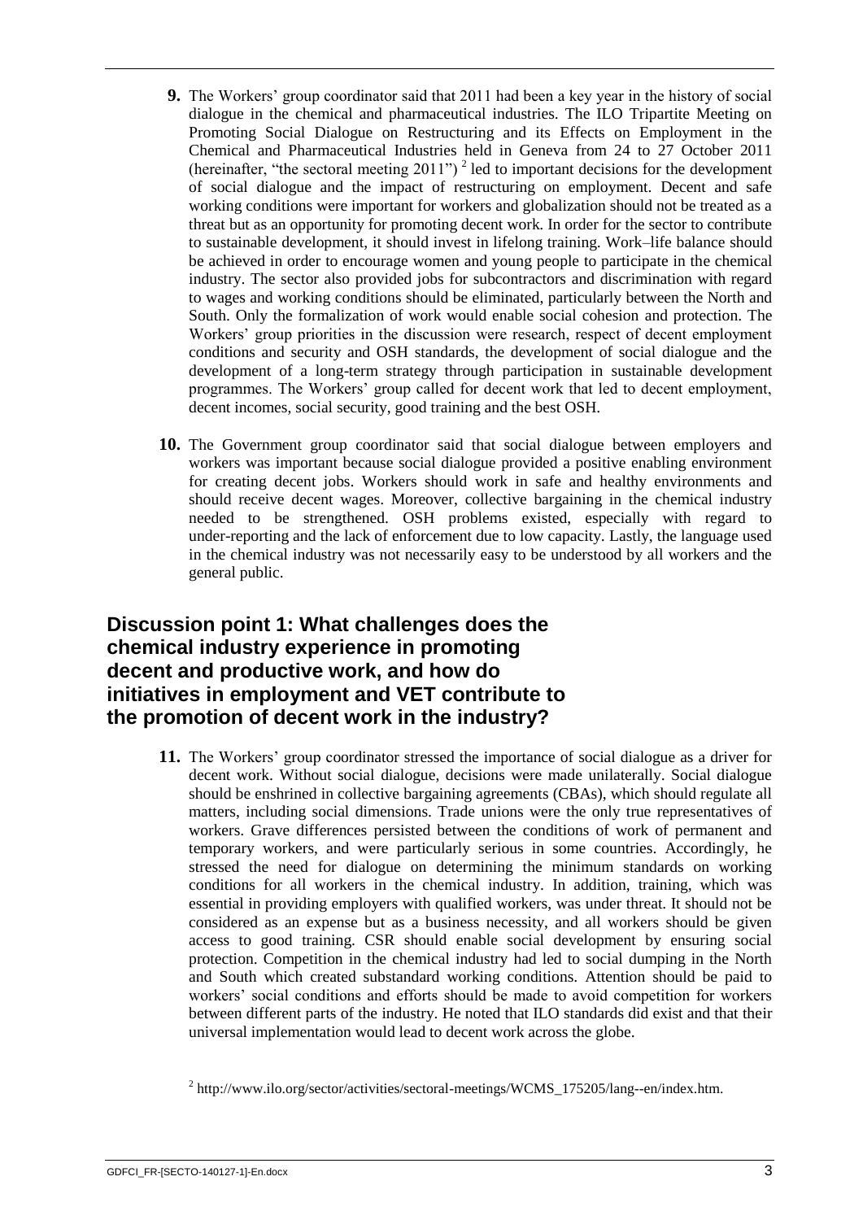**9.** The Workers' group coordinator said that 2011 had been a key year in the history of social dialogue in the chemical and pharmaceutical industries. The ILO Tripartite Meeting on Promoting Social Dialogue on Restructuring and its Effects on Employment in the Chemical and Pharmaceutical Industries held in Geneva from 24 to 27 October 2011 (hereinafter, "the sectoral meeting 2011") [2] led to important decisions for the development of social dialogue and the impact of restructuring on employment. Decent and safe working conditions were important for workers and globalization should not be treated as a threat but as an opportunity for promoting decent work. In order for the sector to contribute to sustainable development, it should invest in lifelong training. Work–life balance should be achieved in order to encourage women and young people to participate in the chemical industry. The sector also provided jobs for subcontractors and discrimination with regard to wages and working conditions should be eliminated, particularly between the North and South. Only the formalization of work would enable social cohesion and protection. The Workers' group priorities in the discussion were research, respect of decent employment conditions and security and OSH standards, the development of social dialogue and the development of a long-term strategy through participation in sustainable development programmes. The Workers' group called for decent work that led to decent employment, decent incomes, social security, good training and the best OSH.

**10.** The Government group coordinator said that social dialogue between employers and workers was important because social dialogue provided a positive enabling environment for creating decent jobs. Workers should work in safe and healthy environments and should receive decent wages. Moreover, collective bargaining in the chemical industry needed to be strengthened. OSH problems existed, especially with regard to under-reporting and the lack of enforcement due to low capacity. Lastly, the language used in the chemical industry was not necessarily easy to be understood by all workers and the general public.

## Discussion point 1: What challenges does the chemical industry experience in promoting decent and productive work, and how do initiatives in employment and VET contribute to the promotion of decent work in the industry?

**11.** The Workers' group coordinator stressed the importance of social dialogue as a driver for decent work. Without social dialogue, decisions were made unilaterally. Social dialogue should be enshrined in collective bargaining agreements (CBAs), which should regulate all matters, including social dimensions. Trade unions were the only true representatives of workers. Grave differences persisted between the conditions of work of permanent and temporary workers, and were particularly serious in some countries. Accordingly, he stressed the need for dialogue on determining the minimum standards on working conditions for all workers in the chemical industry. In addition, training, which was essential in providing employers with qualified workers, was under threat. It should not be considered as an expense but as a business necessity, and all workers should be given access to good training. CSR should enable social development by ensuring social protection. Competition in the chemical industry had led to social dumping in the North and South which created substandard working conditions. Attention should be paid to workers' social conditions and efforts should be made to avoid competition for workers between different parts of the industry. He noted that ILO standards did exist and that their universal implementation would lead to decent work across the globe.

[2] http://www.ilo.org/sector/activities/sectoral-meetings/WCMS_175205/lang--en/index.htm.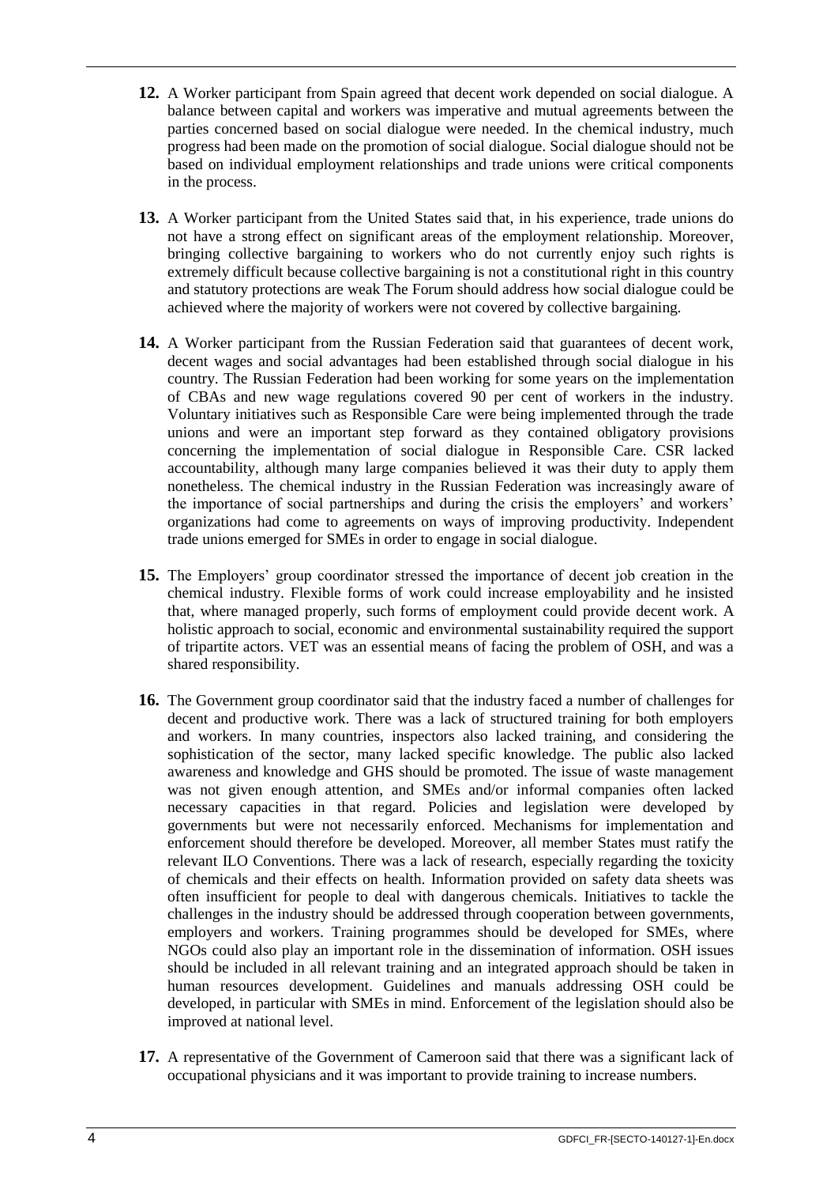**12.** A Worker participant from Spain agreed that decent work depended on social dialogue. A balance between capital and workers was imperative and mutual agreements between the parties concerned based on social dialogue were needed. In the chemical industry, much progress had been made on the promotion of social dialogue. Social dialogue should not be based on individual employment relationships and trade unions were critical components in the process.

**13.** A Worker participant from the United States said that, in his experience, trade unions do not have a strong effect on significant areas of the employment relationship. Moreover, bringing collective bargaining to workers who do not currently enjoy such rights is extremely difficult because collective bargaining is not a constitutional right in this country and statutory protections are weak The Forum should address how social dialogue could be achieved where the majority of workers were not covered by collective bargaining.

**14.** A Worker participant from the Russian Federation said that guarantees of decent work, decent wages and social advantages had been established through social dialogue in his country. The Russian Federation had been working for some years on the implementation of CBAs and new wage regulations covered 90 per cent of workers in the industry. Voluntary initiatives such as Responsible Care were being implemented through the trade unions and were an important step forward as they contained obligatory provisions concerning the implementation of social dialogue in Responsible Care. CSR lacked accountability, although many large companies believed it was their duty to apply them nonetheless. The chemical industry in the Russian Federation was increasingly aware of the importance of social partnerships and during the crisis the employers' and workers' organizations had come to agreements on ways of improving productivity. Independent trade unions emerged for SMEs in order to engage in social dialogue.

**15.** The Employers' group coordinator stressed the importance of decent job creation in the chemical industry. Flexible forms of work could increase employability and he insisted that, where managed properly, such forms of employment could provide decent work. A holistic approach to social, economic and environmental sustainability required the support of tripartite actors. VET was an essential means of facing the problem of OSH, and was a shared responsibility.

**16.** The Government group coordinator said that the industry faced a number of challenges for decent and productive work. There was a lack of structured training for both employers and workers. In many countries, inspectors also lacked training, and considering the sophistication of the sector, many lacked specific knowledge. The public also lacked awareness and knowledge and GHS should be promoted. The issue of waste management was not given enough attention, and SMEs and/or informal companies often lacked necessary capacities in that regard. Policies and legislation were developed by governments but were not necessarily enforced. Mechanisms for implementation and enforcement should therefore be developed. Moreover, all member States must ratify the relevant ILO Conventions. There was a lack of research, especially regarding the toxicity of chemicals and their effects on health. Information provided on safety data sheets was often insufficient for people to deal with dangerous chemicals. Initiatives to tackle the challenges in the industry should be addressed through cooperation between governments, employers and workers. Training programmes should be developed for SMEs, where NGOs could also play an important role in the dissemination of information. OSH issues should be included in all relevant training and an integrated approach should be taken in human resources development. Guidelines and manuals addressing OSH could be developed, in particular with SMEs in mind. Enforcement of the legislation should also be improved at national level.

**17.** A representative of the Government of Cameroon said that there was a significant lack of occupational physicians and it was important to provide training to increase numbers.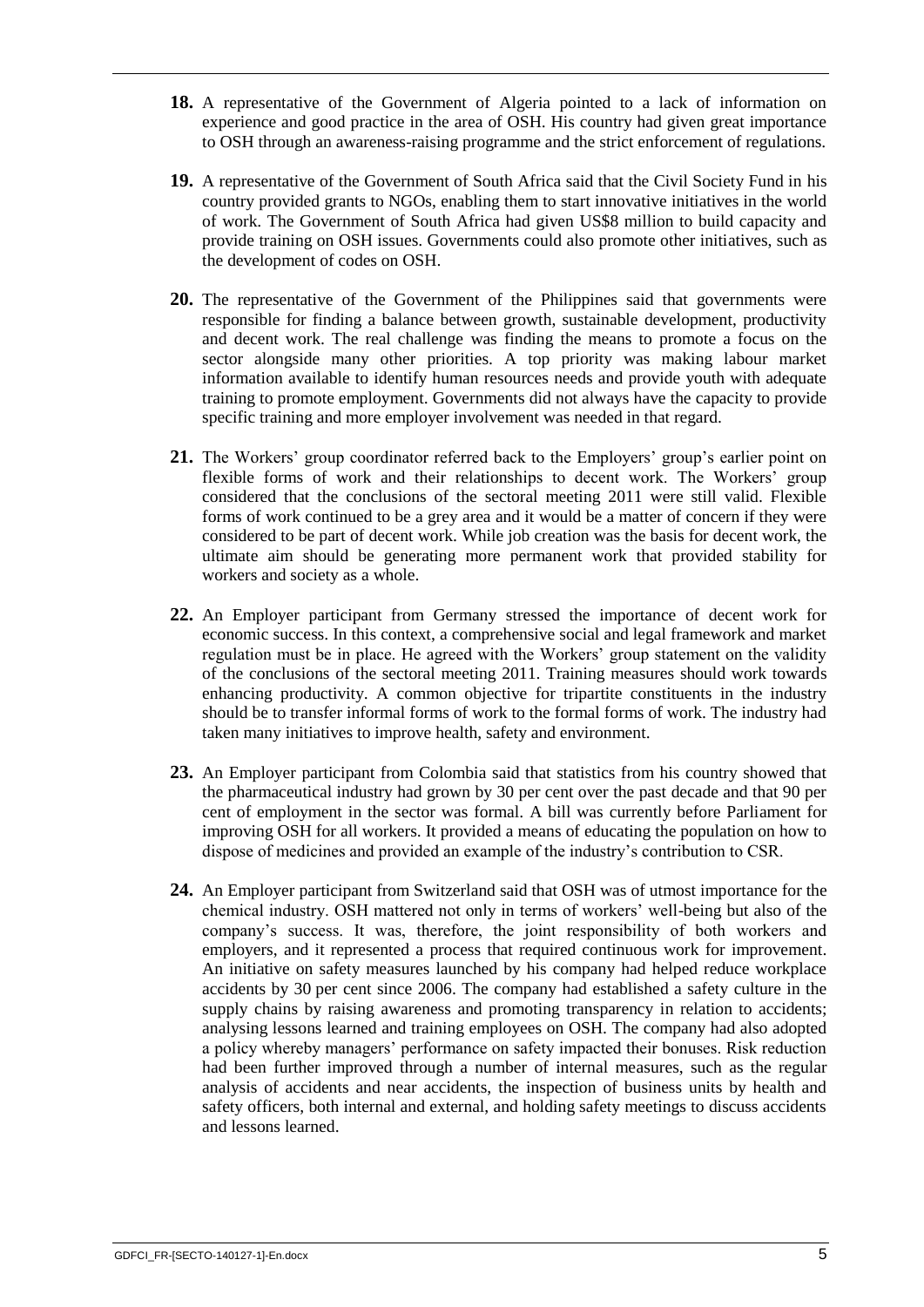**18.** A representative of the Government of Algeria pointed to a lack of information on experience and good practice in the area of OSH. His country had given great importance to OSH through an awareness-raising programme and the strict enforcement of regulations.

**19.** A representative of the Government of South Africa said that the Civil Society Fund in his country provided grants to NGOs, enabling them to start innovative initiatives in the world of work. The Government of South Africa had given US$8 million to build capacity and provide training on OSH issues. Governments could also promote other initiatives, such as the development of codes on OSH.

**20.** The representative of the Government of the Philippines said that governments were responsible for finding a balance between growth, sustainable development, productivity and decent work. The real challenge was finding the means to promote a focus on the sector alongside many other priorities. A top priority was making labour market information available to identify human resources needs and provide youth with adequate training to promote employment. Governments did not always have the capacity to provide specific training and more employer involvement was needed in that regard.

**21.** The Workers' group coordinator referred back to the Employers' group's earlier point on flexible forms of work and their relationships to decent work. The Workers' group considered that the conclusions of the sectoral meeting 2011 were still valid. Flexible forms of work continued to be a grey area and it would be a matter of concern if they were considered to be part of decent work. While job creation was the basis for decent work, the ultimate aim should be generating more permanent work that provided stability for workers and society as a whole.

**22.** An Employer participant from Germany stressed the importance of decent work for economic success. In this context, a comprehensive social and legal framework and market regulation must be in place. He agreed with the Workers' group statement on the validity of the conclusions of the sectoral meeting 2011. Training measures should work towards enhancing productivity. A common objective for tripartite constituents in the industry should be to transfer informal forms of work to the formal forms of work. The industry had taken many initiatives to improve health, safety and environment.

**23.** An Employer participant from Colombia said that statistics from his country showed that the pharmaceutical industry had grown by 30 per cent over the past decade and that 90 per cent of employment in the sector was formal. A bill was currently before Parliament for improving OSH for all workers. It provided a means of educating the population on how to dispose of medicines and provided an example of the industry's contribution to CSR.

**24.** An Employer participant from Switzerland said that OSH was of utmost importance for the chemical industry. OSH mattered not only in terms of workers' well-being but also of the company's success. It was, therefore, the joint responsibility of both workers and employers, and it represented a process that required continuous work for improvement. An initiative on safety measures launched by his company had helped reduce workplace accidents by 30 per cent since 2006. The company had established a safety culture in the supply chains by raising awareness and promoting transparency in relation to accidents; analysing lessons learned and training employees on OSH. The company had also adopted a policy whereby managers' performance on safety impacted their bonuses. Risk reduction had been further improved through a number of internal measures, such as the regular analysis of accidents and near accidents, the inspection of business units by health and safety officers, both internal and external, and holding safety meetings to discuss accidents and lessons learned.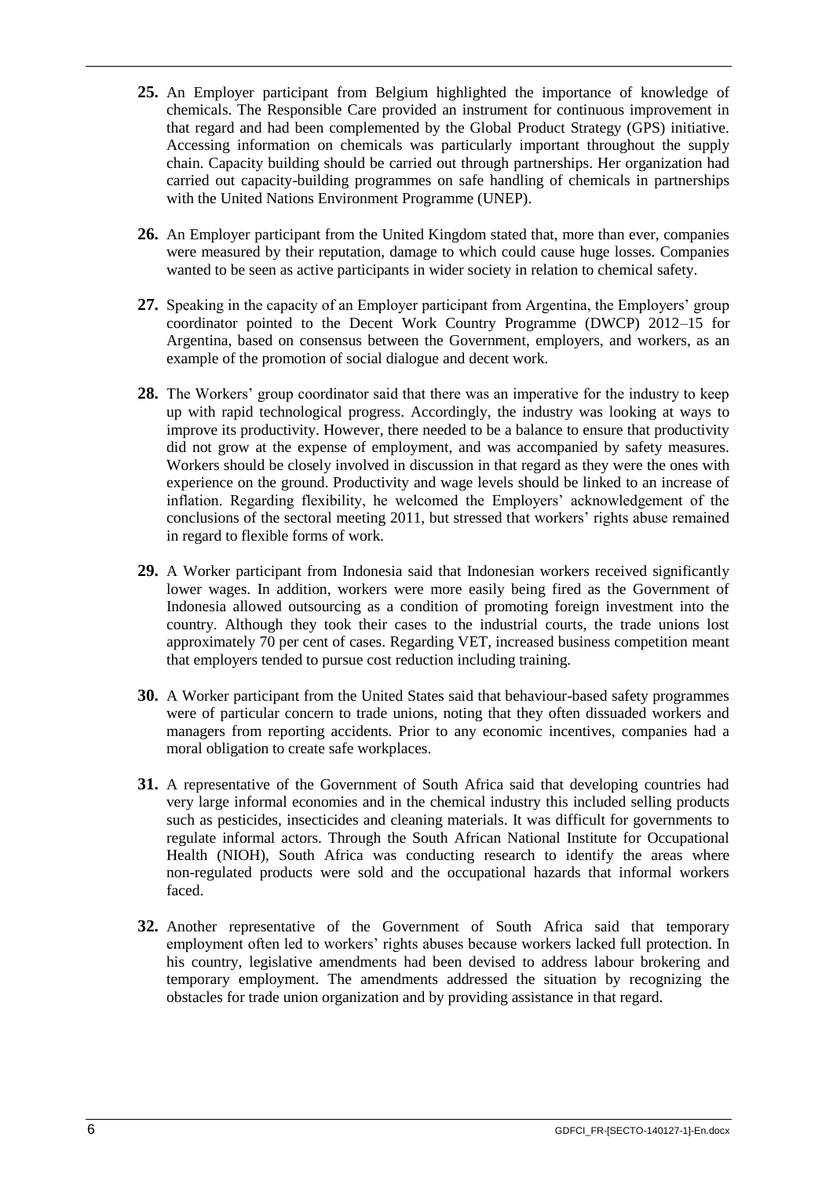**25.** An Employer participant from Belgium highlighted the importance of knowledge of chemicals. The Responsible Care provided an instrument for continuous improvement in that regard and had been complemented by the Global Product Strategy (GPS) initiative. Accessing information on chemicals was particularly important throughout the supply chain. Capacity building should be carried out through partnerships. Her organization had carried out capacity-building programmes on safe handling of chemicals in partnerships with the United Nations Environment Programme (UNEP).

**26.** An Employer participant from the United Kingdom stated that, more than ever, companies were measured by their reputation, damage to which could cause huge losses. Companies wanted to be seen as active participants in wider society in relation to chemical safety.

**27.** Speaking in the capacity of an Employer participant from Argentina, the Employers' group coordinator pointed to the Decent Work Country Programme (DWCP) 2012–15 for Argentina, based on consensus between the Government, employers, and workers, as an example of the promotion of social dialogue and decent work.

**28.** The Workers' group coordinator said that there was an imperative for the industry to keep up with rapid technological progress. Accordingly, the industry was looking at ways to improve its productivity. However, there needed to be a balance to ensure that productivity did not grow at the expense of employment, and was accompanied by safety measures. Workers should be closely involved in discussion in that regard as they were the ones with experience on the ground. Productivity and wage levels should be linked to an increase of inflation. Regarding flexibility, he welcomed the Employers' acknowledgement of the conclusions of the sectoral meeting 2011, but stressed that workers' rights abuse remained in regard to flexible forms of work.

**29.** A Worker participant from Indonesia said that Indonesian workers received significantly lower wages. In addition, workers were more easily being fired as the Government of Indonesia allowed outsourcing as a condition of promoting foreign investment into the country. Although they took their cases to the industrial courts, the trade unions lost approximately 70 per cent of cases. Regarding VET, increased business competition meant that employers tended to pursue cost reduction including training.

**30.** A Worker participant from the United States said that behaviour-based safety programmes were of particular concern to trade unions, noting that they often dissuaded workers and managers from reporting accidents. Prior to any economic incentives, companies had a moral obligation to create safe workplaces.

**31.** A representative of the Government of South Africa said that developing countries had very large informal economies and in the chemical industry this included selling products such as pesticides, insecticides and cleaning materials. It was difficult for governments to regulate informal actors. Through the South African National Institute for Occupational Health (NIOH), South Africa was conducting research to identify the areas where non-regulated products were sold and the occupational hazards that informal workers faced.

**32.** Another representative of the Government of South Africa said that temporary employment often led to workers' rights abuses because workers lacked full protection. In his country, legislative amendments had been devised to address labour brokering and temporary employment. The amendments addressed the situation by recognizing the obstacles for trade union organization and by providing assistance in that regard.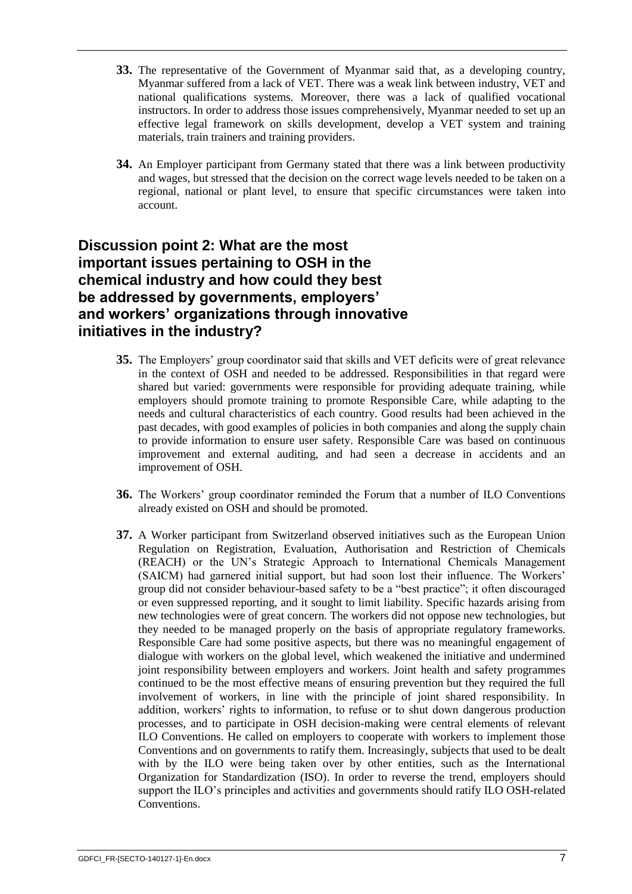**33.** The representative of the Government of Myanmar said that, as a developing country, Myanmar suffered from a lack of VET. There was a weak link between industry, VET and national qualifications systems. Moreover, there was a lack of qualified vocational instructors. In order to address those issues comprehensively, Myanmar needed to set up an effective legal framework on skills development, develop a VET system and training materials, train trainers and training providers.

**34.** An Employer participant from Germany stated that there was a link between productivity and wages, but stressed that the decision on the correct wage levels needed to be taken on a regional, national or plant level, to ensure that specific circumstances were taken into account.

## Discussion point 2: What are the most important issues pertaining to OSH in the chemical industry and how could they best be addressed by governments, employers' and workers' organizations through innovative initiatives in the industry?

**35.** The Employers' group coordinator said that skills and VET deficits were of great relevance in the context of OSH and needed to be addressed. Responsibilities in that regard were shared but varied: governments were responsible for providing adequate training, while employers should promote training to promote Responsible Care, while adapting to the needs and cultural characteristics of each country. Good results had been achieved in the past decades, with good examples of policies in both companies and along the supply chain to provide information to ensure user safety. Responsible Care was based on continuous improvement and external auditing, and had seen a decrease in accidents and an improvement of OSH.

**36.** The Workers' group coordinator reminded the Forum that a number of ILO Conventions already existed on OSH and should be promoted.

**37.** A Worker participant from Switzerland observed initiatives such as the European Union Regulation on Registration, Evaluation, Authorisation and Restriction of Chemicals (REACH) or the UN's Strategic Approach to International Chemicals Management (SAICM) had garnered initial support, but had soon lost their influence. The Workers' group did not consider behaviour-based safety to be a "best practice"; it often discouraged or even suppressed reporting, and it sought to limit liability. Specific hazards arising from new technologies were of great concern. The workers did not oppose new technologies, but they needed to be managed properly on the basis of appropriate regulatory frameworks. Responsible Care had some positive aspects, but there was no meaningful engagement of dialogue with workers on the global level, which weakened the initiative and undermined joint responsibility between employers and workers. Joint health and safety programmes continued to be the most effective means of ensuring prevention but they required the full involvement of workers, in line with the principle of joint shared responsibility. In addition, workers' rights to information, to refuse or to shut down dangerous production processes, and to participate in OSH decision-making were central elements of relevant ILO Conventions. He called on employers to cooperate with workers to implement those Conventions and on governments to ratify them. Increasingly, subjects that used to be dealt with by the ILO were being taken over by other entities, such as the International Organization for Standardization (ISO). In order to reverse the trend, employers should support the ILO's principles and activities and governments should ratify ILO OSH-related Conventions.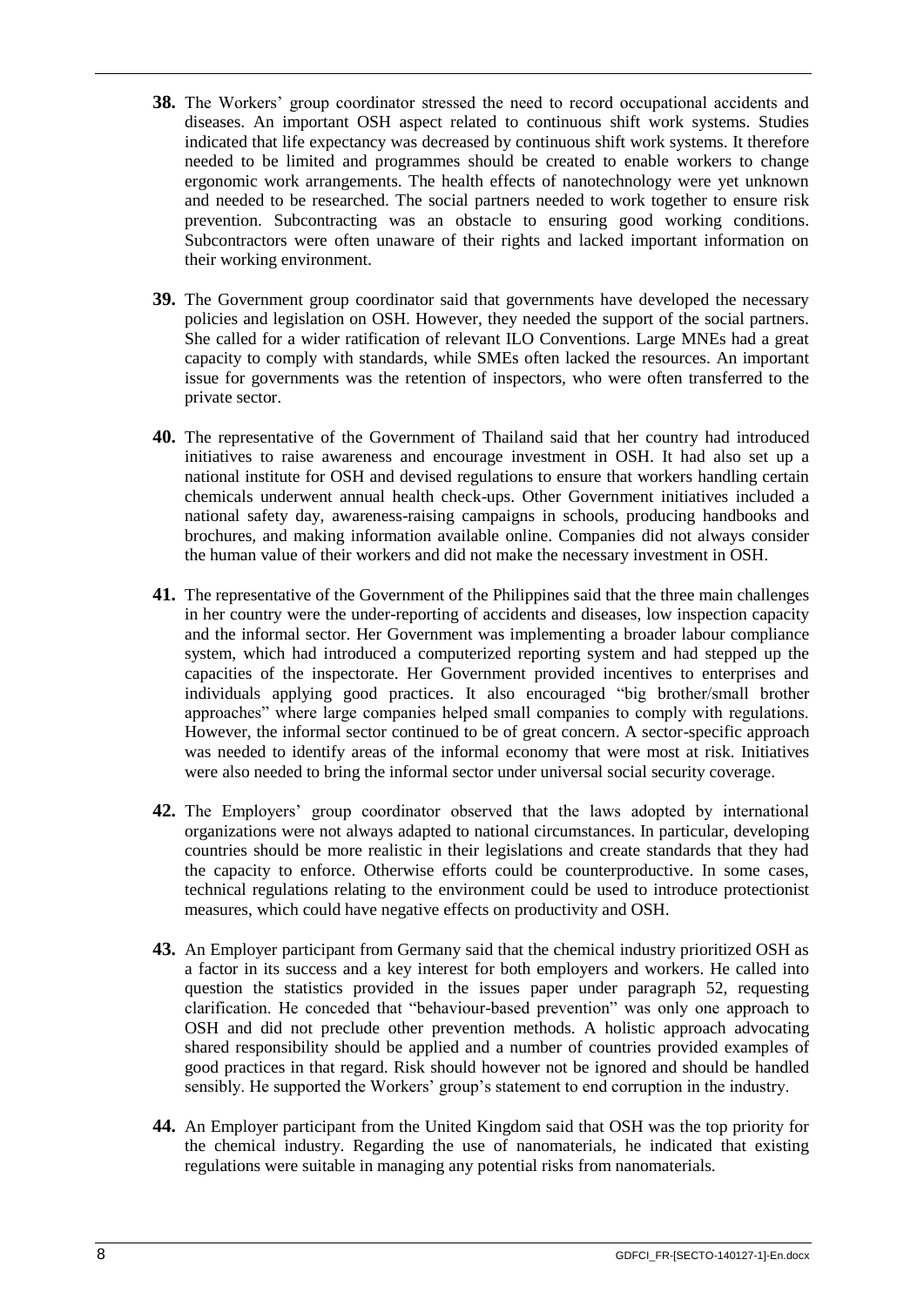**38.** The Workers' group coordinator stressed the need to record occupational accidents and diseases. An important OSH aspect related to continuous shift work systems. Studies indicated that life expectancy was decreased by continuous shift work systems. It therefore needed to be limited and programmes should be created to enable workers to change ergonomic work arrangements. The health effects of nanotechnology were yet unknown and needed to be researched. The social partners needed to work together to ensure risk prevention. Subcontracting was an obstacle to ensuring good working conditions. Subcontractors were often unaware of their rights and lacked important information on their working environment.

**39.** The Government group coordinator said that governments have developed the necessary policies and legislation on OSH. However, they needed the support of the social partners. She called for a wider ratification of relevant ILO Conventions. Large MNEs had a great capacity to comply with standards, while SMEs often lacked the resources. An important issue for governments was the retention of inspectors, who were often transferred to the private sector.

**40.** The representative of the Government of Thailand said that her country had introduced initiatives to raise awareness and encourage investment in OSH. It had also set up a national institute for OSH and devised regulations to ensure that workers handling certain chemicals underwent annual health check-ups. Other Government initiatives included a national safety day, awareness-raising campaigns in schools, producing handbooks and brochures, and making information available online. Companies did not always consider the human value of their workers and did not make the necessary investment in OSH.

**41.** The representative of the Government of the Philippines said that the three main challenges in her country were the under-reporting of accidents and diseases, low inspection capacity and the informal sector. Her Government was implementing a broader labour compliance system, which had introduced a computerized reporting system and had stepped up the capacities of the inspectorate. Her Government provided incentives to enterprises and individuals applying good practices. It also encouraged "big brother/small brother approaches" where large companies helped small companies to comply with regulations. However, the informal sector continued to be of great concern. A sector-specific approach was needed to identify areas of the informal economy that were most at risk. Initiatives were also needed to bring the informal sector under universal social security coverage.

**42.** The Employers' group coordinator observed that the laws adopted by international organizations were not always adapted to national circumstances. In particular, developing countries should be more realistic in their legislations and create standards that they had the capacity to enforce. Otherwise efforts could be counterproductive. In some cases, technical regulations relating to the environment could be used to introduce protectionist measures, which could have negative effects on productivity and OSH.

**43.** An Employer participant from Germany said that the chemical industry prioritized OSH as a factor in its success and a key interest for both employers and workers. He called into question the statistics provided in the issues paper under paragraph 52, requesting clarification. He conceded that "behaviour-based prevention" was only one approach to OSH and did not preclude other prevention methods. A holistic approach advocating shared responsibility should be applied and a number of countries provided examples of good practices in that regard. Risk should however not be ignored and should be handled sensibly. He supported the Workers' group's statement to end corruption in the industry.

**44.** An Employer participant from the United Kingdom said that OSH was the top priority for the chemical industry. Regarding the use of nanomaterials, he indicated that existing regulations were suitable in managing any potential risks from nanomaterials.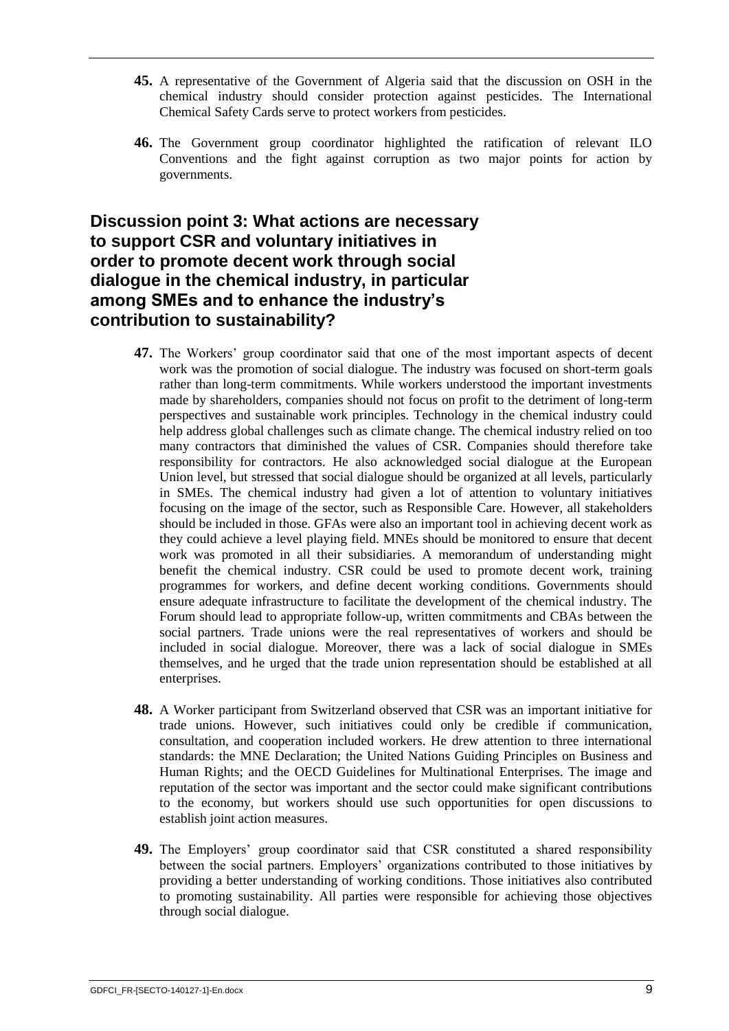**45.** A representative of the Government of Algeria said that the discussion on OSH in the chemical industry should consider protection against pesticides. The International Chemical Safety Cards serve to protect workers from pesticides.

**46.** The Government group coordinator highlighted the ratification of relevant ILO Conventions and the fight against corruption as two major points for action by governments.

## Discussion point 3: What actions are necessary to support CSR and voluntary initiatives in order to promote decent work through social dialogue in the chemical industry, in particular among SMEs and to enhance the industry's contribution to sustainability?

**47.** The Workers' group coordinator said that one of the most important aspects of decent work was the promotion of social dialogue. The industry was focused on short-term goals rather than long-term commitments. While workers understood the important investments made by shareholders, companies should not focus on profit to the detriment of long-term perspectives and sustainable work principles. Technology in the chemical industry could help address global challenges such as climate change. The chemical industry relied on too many contractors that diminished the values of CSR. Companies should therefore take responsibility for contractors. He also acknowledged social dialogue at the European Union level, but stressed that social dialogue should be organized at all levels, particularly in SMEs. The chemical industry had given a lot of attention to voluntary initiatives focusing on the image of the sector, such as Responsible Care. However, all stakeholders should be included in those. GFAs were also an important tool in achieving decent work as they could achieve a level playing field. MNEs should be monitored to ensure that decent work was promoted in all their subsidiaries. A memorandum of understanding might benefit the chemical industry. CSR could be used to promote decent work, training programmes for workers, and define decent working conditions. Governments should ensure adequate infrastructure to facilitate the development of the chemical industry. The Forum should lead to appropriate follow-up, written commitments and CBAs between the social partners. Trade unions were the real representatives of workers and should be included in social dialogue. Moreover, there was a lack of social dialogue in SMEs themselves, and he urged that the trade union representation should be established at all enterprises.

**48.** A Worker participant from Switzerland observed that CSR was an important initiative for trade unions. However, such initiatives could only be credible if communication, consultation, and cooperation included workers. He drew attention to three international standards: the MNE Declaration; the United Nations Guiding Principles on Business and Human Rights; and the OECD Guidelines for Multinational Enterprises. The image and reputation of the sector was important and the sector could make significant contributions to the economy, but workers should use such opportunities for open discussions to establish joint action measures.

**49.** The Employers' group coordinator said that CSR constituted a shared responsibility between the social partners. Employers' organizations contributed to those initiatives by providing a better understanding of working conditions. Those initiatives also contributed to promoting sustainability. All parties were responsible for achieving those objectives through social dialogue.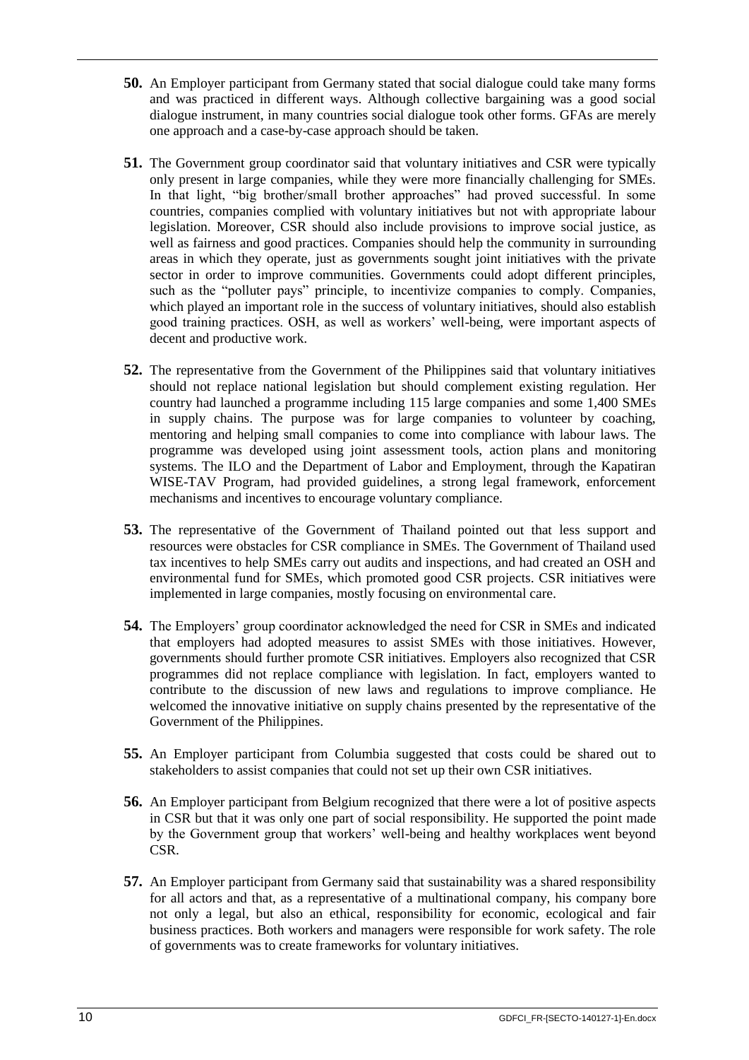**50.** An Employer participant from Germany stated that social dialogue could take many forms and was practiced in different ways. Although collective bargaining was a good social dialogue instrument, in many countries social dialogue took other forms. GFAs are merely one approach and a case-by-case approach should be taken.

**51.** The Government group coordinator said that voluntary initiatives and CSR were typically only present in large companies, while they were more financially challenging for SMEs. In that light, "big brother/small brother approaches" had proved successful. In some countries, companies complied with voluntary initiatives but not with appropriate labour legislation. Moreover, CSR should also include provisions to improve social justice, as well as fairness and good practices. Companies should help the community in surrounding areas in which they operate, just as governments sought joint initiatives with the private sector in order to improve communities. Governments could adopt different principles, such as the "polluter pays" principle, to incentivize companies to comply. Companies, which played an important role in the success of voluntary initiatives, should also establish good training practices. OSH, as well as workers' well-being, were important aspects of decent and productive work.

**52.** The representative from the Government of the Philippines said that voluntary initiatives should not replace national legislation but should complement existing regulation. Her country had launched a programme including 115 large companies and some 1,400 SMEs in supply chains. The purpose was for large companies to volunteer by coaching, mentoring and helping small companies to come into compliance with labour laws. The programme was developed using joint assessment tools, action plans and monitoring systems. The ILO and the Department of Labor and Employment, through the Kapatiran WISE-TAV Program, had provided guidelines, a strong legal framework, enforcement mechanisms and incentives to encourage voluntary compliance.

**53.** The representative of the Government of Thailand pointed out that less support and resources were obstacles for CSR compliance in SMEs. The Government of Thailand used tax incentives to help SMEs carry out audits and inspections, and had created an OSH and environmental fund for SMEs, which promoted good CSR projects. CSR initiatives were implemented in large companies, mostly focusing on environmental care.

**54.** The Employers' group coordinator acknowledged the need for CSR in SMEs and indicated that employers had adopted measures to assist SMEs with those initiatives. However, governments should further promote CSR initiatives. Employers also recognized that CSR programmes did not replace compliance with legislation. In fact, employers wanted to contribute to the discussion of new laws and regulations to improve compliance. He welcomed the innovative initiative on supply chains presented by the representative of the Government of the Philippines.

**55.** An Employer participant from Columbia suggested that costs could be shared out to stakeholders to assist companies that could not set up their own CSR initiatives.

**56.** An Employer participant from Belgium recognized that there were a lot of positive aspects in CSR but that it was only one part of social responsibility. He supported the point made by the Government group that workers' well-being and healthy workplaces went beyond CSR.

**57.** An Employer participant from Germany said that sustainability was a shared responsibility for all actors and that, as a representative of a multinational company, his company bore not only a legal, but also an ethical, responsibility for economic, ecological and fair business practices. Both workers and managers were responsible for work safety. The role of governments was to create frameworks for voluntary initiatives.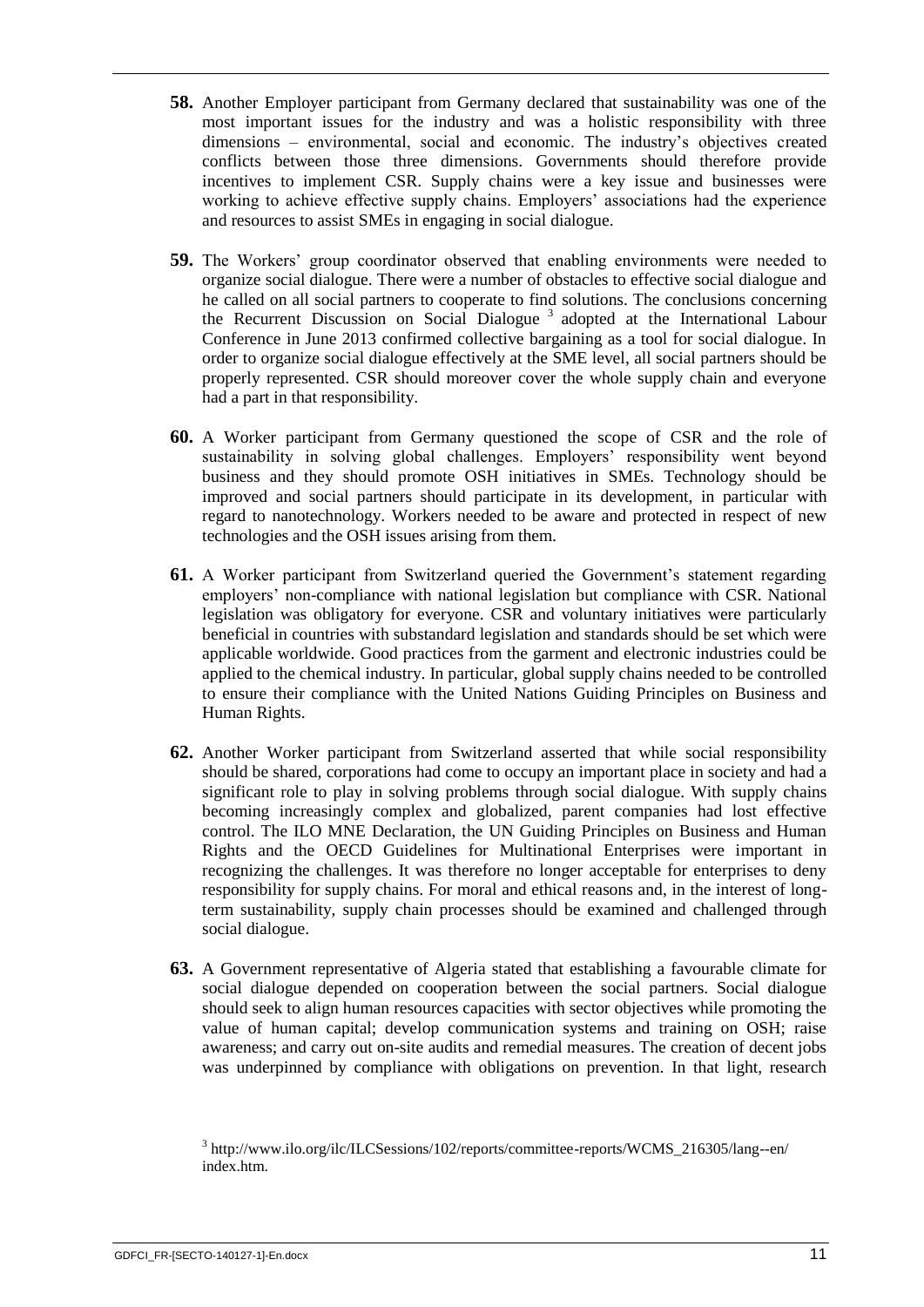**58.** Another Employer participant from Germany declared that sustainability was one of the most important issues for the industry and was a holistic responsibility with three dimensions – environmental, social and economic. The industry's objectives created conflicts between those three dimensions. Governments should therefore provide incentives to implement CSR. Supply chains were a key issue and businesses were working to achieve effective supply chains. Employers' associations had the experience and resources to assist SMEs in engaging in social dialogue.

**59.** The Workers' group coordinator observed that enabling environments were needed to organize social dialogue. There were a number of obstacles to effective social dialogue and he called on all social partners to cooperate to find solutions. The conclusions concerning the Recurrent Discussion on Social Dialogue [3] adopted at the International Labour Conference in June 2013 confirmed collective bargaining as a tool for social dialogue. In order to organize social dialogue effectively at the SME level, all social partners should be properly represented. CSR should moreover cover the whole supply chain and everyone had a part in that responsibility.

**60.** A Worker participant from Germany questioned the scope of CSR and the role of sustainability in solving global challenges. Employers' responsibility went beyond business and they should promote OSH initiatives in SMEs. Technology should be improved and social partners should participate in its development, in particular with regard to nanotechnology. Workers needed to be aware and protected in respect of new technologies and the OSH issues arising from them.

**61.** A Worker participant from Switzerland queried the Government's statement regarding employers' non-compliance with national legislation but compliance with CSR. National legislation was obligatory for everyone. CSR and voluntary initiatives were particularly beneficial in countries with substandard legislation and standards should be set which were applicable worldwide. Good practices from the garment and electronic industries could be applied to the chemical industry. In particular, global supply chains needed to be controlled to ensure their compliance with the United Nations Guiding Principles on Business and Human Rights.

**62.** Another Worker participant from Switzerland asserted that while social responsibility should be shared, corporations had come to occupy an important place in society and had a significant role to play in solving problems through social dialogue. With supply chains becoming increasingly complex and globalized, parent companies had lost effective control. The ILO MNE Declaration, the UN Guiding Principles on Business and Human Rights and the OECD Guidelines for Multinational Enterprises were important in recognizing the challenges. It was therefore no longer acceptable for enterprises to deny responsibility for supply chains. For moral and ethical reasons and, in the interest of long-term sustainability, supply chain processes should be examined and challenged through social dialogue.

**63.** A Government representative of Algeria stated that establishing a favourable climate for social dialogue depended on cooperation between the social partners. Social dialogue should seek to align human resources capacities with sector objectives while promoting the value of human capital; develop communication systems and training on OSH; raise awareness; and carry out on-site audits and remedial measures. The creation of decent jobs was underpinned by compliance with obligations on prevention. In that light, research

[3] http://www.ilo.org/ilc/ILCSessions/102/reports/committee-reports/WCMS_216305/lang--en/index.htm.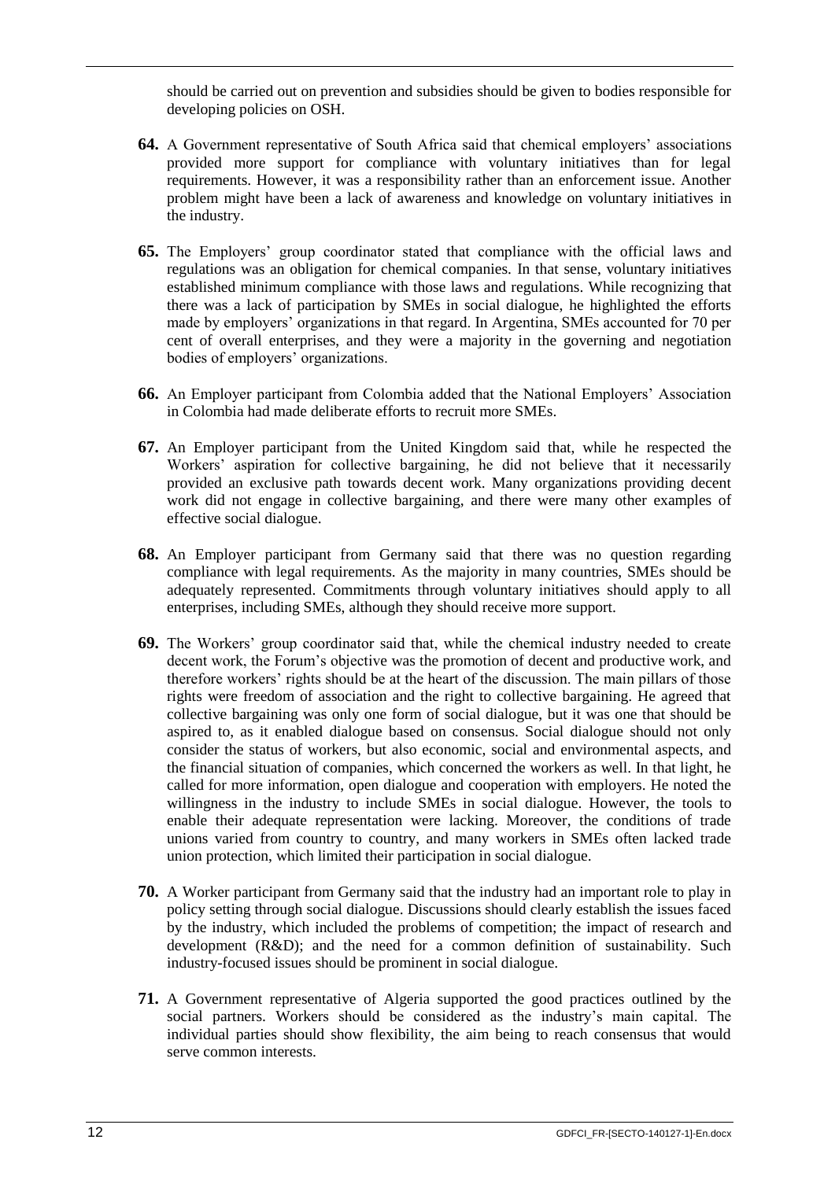should be carried out on prevention and subsidies should be given to bodies responsible for developing policies on OSH.

**64.** A Government representative of South Africa said that chemical employers' associations provided more support for compliance with voluntary initiatives than for legal requirements. However, it was a responsibility rather than an enforcement issue. Another problem might have been a lack of awareness and knowledge on voluntary initiatives in the industry.

**65.** The Employers' group coordinator stated that compliance with the official laws and regulations was an obligation for chemical companies. In that sense, voluntary initiatives established minimum compliance with those laws and regulations. While recognizing that there was a lack of participation by SMEs in social dialogue, he highlighted the efforts made by employers' organizations in that regard. In Argentina, SMEs accounted for 70 per cent of overall enterprises, and they were a majority in the governing and negotiation bodies of employers' organizations.

**66.** An Employer participant from Colombia added that the National Employers' Association in Colombia had made deliberate efforts to recruit more SMEs.

**67.** An Employer participant from the United Kingdom said that, while he respected the Workers' aspiration for collective bargaining, he did not believe that it necessarily provided an exclusive path towards decent work. Many organizations providing decent work did not engage in collective bargaining, and there were many other examples of effective social dialogue.

**68.** An Employer participant from Germany said that there was no question regarding compliance with legal requirements. As the majority in many countries, SMEs should be adequately represented. Commitments through voluntary initiatives should apply to all enterprises, including SMEs, although they should receive more support.

**69.** The Workers' group coordinator said that, while the chemical industry needed to create decent work, the Forum's objective was the promotion of decent and productive work, and therefore workers' rights should be at the heart of the discussion. The main pillars of those rights were freedom of association and the right to collective bargaining. He agreed that collective bargaining was only one form of social dialogue, but it was one that should be aspired to, as it enabled dialogue based on consensus. Social dialogue should not only consider the status of workers, but also economic, social and environmental aspects, and the financial situation of companies, which concerned the workers as well. In that light, he called for more information, open dialogue and cooperation with employers. He noted the willingness in the industry to include SMEs in social dialogue. However, the tools to enable their adequate representation were lacking. Moreover, the conditions of trade unions varied from country to country, and many workers in SMEs often lacked trade union protection, which limited their participation in social dialogue.

**70.** A Worker participant from Germany said that the industry had an important role to play in policy setting through social dialogue. Discussions should clearly establish the issues faced by the industry, which included the problems of competition; the impact of research and development (R&D); and the need for a common definition of sustainability. Such industry-focused issues should be prominent in social dialogue.

**71.** A Government representative of Algeria supported the good practices outlined by the social partners. Workers should be considered as the industry's main capital. The individual parties should show flexibility, the aim being to reach consensus that would serve common interests.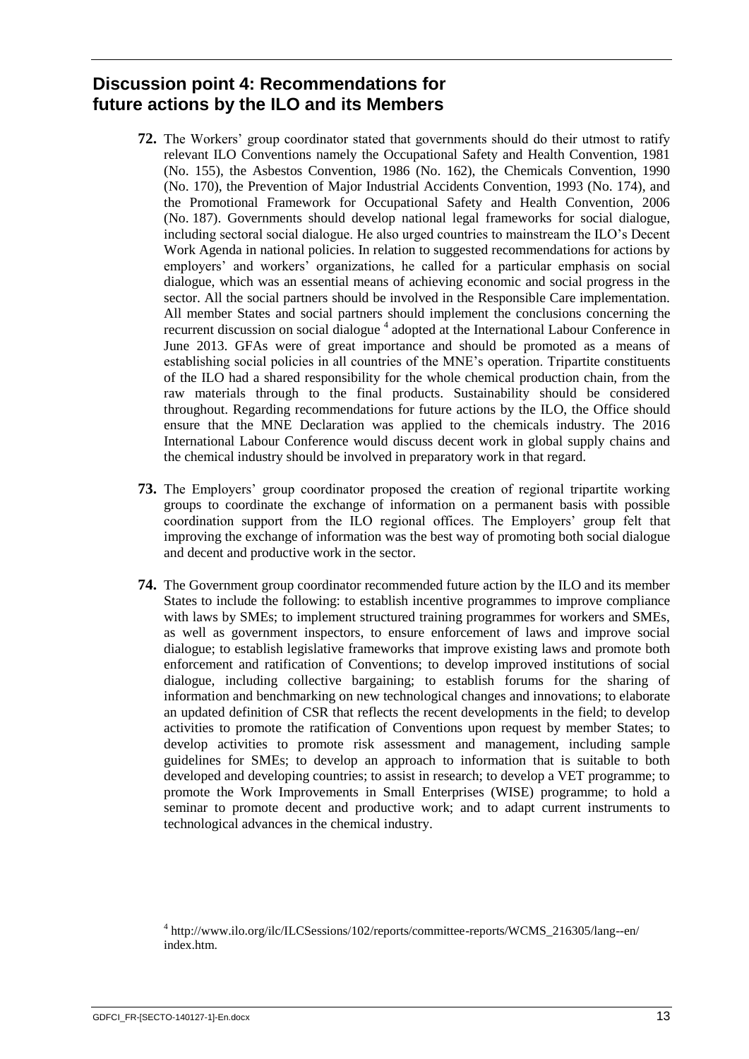## Discussion point 4: Recommendations for future actions by the ILO and its Members

**72.** The Workers' group coordinator stated that governments should do their utmost to ratify relevant ILO Conventions namely the Occupational Safety and Health Convention, 1981 (No. 155), the Asbestos Convention, 1986 (No. 162), the Chemicals Convention, 1990 (No. 170), the Prevention of Major Industrial Accidents Convention, 1993 (No. 174), and the Promotional Framework for Occupational Safety and Health Convention, 2006 (No. 187). Governments should develop national legal frameworks for social dialogue, including sectoral social dialogue. He also urged countries to mainstream the ILO's Decent Work Agenda in national policies. In relation to suggested recommendations for actions by employers' and workers' organizations, he called for a particular emphasis on social dialogue, which was an essential means of achieving economic and social progress in the sector. All the social partners should be involved in the Responsible Care implementation. All member States and social partners should implement the conclusions concerning the recurrent discussion on social dialogue [4] adopted at the International Labour Conference in June 2013. GFAs were of great importance and should be promoted as a means of establishing social policies in all countries of the MNE's operation. Tripartite constituents of the ILO had a shared responsibility for the whole chemical production chain, from the raw materials through to the final products. Sustainability should be considered throughout. Regarding recommendations for future actions by the ILO, the Office should ensure that the MNE Declaration was applied to the chemicals industry. The 2016 International Labour Conference would discuss decent work in global supply chains and the chemical industry should be involved in preparatory work in that regard.

**73.** The Employers' group coordinator proposed the creation of regional tripartite working groups to coordinate the exchange of information on a permanent basis with possible coordination support from the ILO regional offices. The Employers' group felt that improving the exchange of information was the best way of promoting both social dialogue and decent and productive work in the sector.

**74.** The Government group coordinator recommended future action by the ILO and its member States to include the following: to establish incentive programmes to improve compliance with laws by SMEs; to implement structured training programmes for workers and SMEs, as well as government inspectors, to ensure enforcement of laws and improve social dialogue; to establish legislative frameworks that improve existing laws and promote both enforcement and ratification of Conventions; to develop improved institutions of social dialogue, including collective bargaining; to establish forums for the sharing of information and benchmarking on new technological changes and innovations; to elaborate an updated definition of CSR that reflects the recent developments in the field; to develop activities to promote the ratification of Conventions upon request by member States; to develop activities to promote risk assessment and management, including sample guidelines for SMEs; to develop an approach to information that is suitable to both developed and developing countries; to assist in research; to develop a VET programme; to promote the Work Improvements in Small Enterprises (WISE) programme; to hold a seminar to promote decent and productive work; and to adapt current instruments to technological advances in the chemical industry.

[4] http://www.ilo.org/ilc/ILCSessions/102/reports/committee-reports/WCMS_216305/lang--en/index.htm.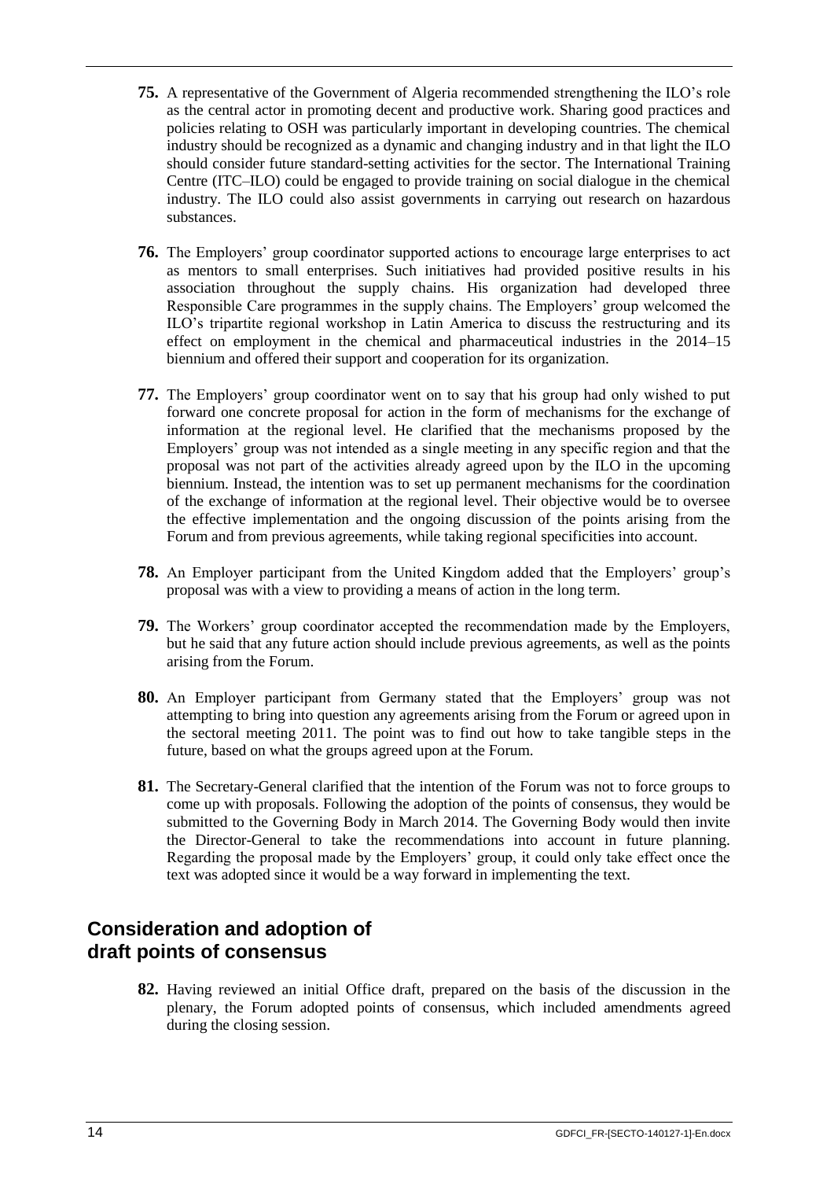**75.** A representative of the Government of Algeria recommended strengthening the ILO's role as the central actor in promoting decent and productive work. Sharing good practices and policies relating to OSH was particularly important in developing countries. The chemical industry should be recognized as a dynamic and changing industry and in that light the ILO should consider future standard-setting activities for the sector. The International Training Centre (ITC–ILO) could be engaged to provide training on social dialogue in the chemical industry. The ILO could also assist governments in carrying out research on hazardous substances.

**76.** The Employers' group coordinator supported actions to encourage large enterprises to act as mentors to small enterprises. Such initiatives had provided positive results in his association throughout the supply chains. His organization had developed three Responsible Care programmes in the supply chains. The Employers' group welcomed the ILO's tripartite regional workshop in Latin America to discuss the restructuring and its effect on employment in the chemical and pharmaceutical industries in the 2014–15 biennium and offered their support and cooperation for its organization.

**77.** The Employers' group coordinator went on to say that his group had only wished to put forward one concrete proposal for action in the form of mechanisms for the exchange of information at the regional level. He clarified that the mechanisms proposed by the Employers' group was not intended as a single meeting in any specific region and that the proposal was not part of the activities already agreed upon by the ILO in the upcoming biennium. Instead, the intention was to set up permanent mechanisms for the coordination of the exchange of information at the regional level. Their objective would be to oversee the effective implementation and the ongoing discussion of the points arising from the Forum and from previous agreements, while taking regional specificities into account.

**78.** An Employer participant from the United Kingdom added that the Employers' group's proposal was with a view to providing a means of action in the long term.

**79.** The Workers' group coordinator accepted the recommendation made by the Employers, but he said that any future action should include previous agreements, as well as the points arising from the Forum.

**80.** An Employer participant from Germany stated that the Employers' group was not attempting to bring into question any agreements arising from the Forum or agreed upon in the sectoral meeting 2011. The point was to find out how to take tangible steps in the future, based on what the groups agreed upon at the Forum.

**81.** The Secretary-General clarified that the intention of the Forum was not to force groups to come up with proposals. Following the adoption of the points of consensus, they would be submitted to the Governing Body in March 2014. The Governing Body would then invite the Director-General to take the recommendations into account in future planning. Regarding the proposal made by the Employers' group, it could only take effect once the text was adopted since it would be a way forward in implementing the text.

## Consideration and adoption of draft points of consensus

**82.** Having reviewed an initial Office draft, prepared on the basis of the discussion in the plenary, the Forum adopted points of consensus, which included amendments agreed during the closing session.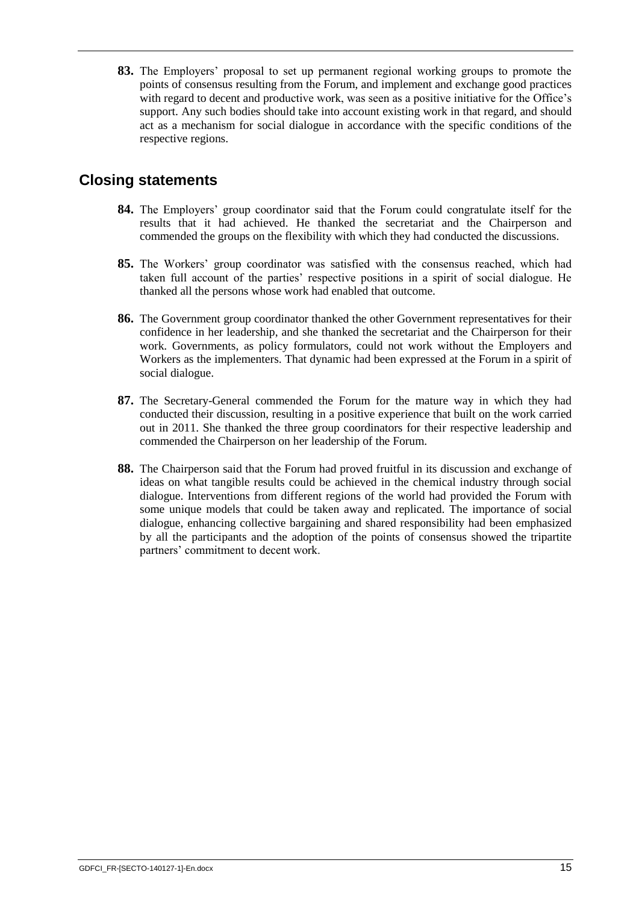**83.** The Employers' proposal to set up permanent regional working groups to promote the points of consensus resulting from the Forum, and implement and exchange good practices with regard to decent and productive work, was seen as a positive initiative for the Office's support. Any such bodies should take into account existing work in that regard, and should act as a mechanism for social dialogue in accordance with the specific conditions of the respective regions.

## Closing statements

**84.** The Employers' group coordinator said that the Forum could congratulate itself for the results that it had achieved. He thanked the secretariat and the Chairperson and commended the groups on the flexibility with which they had conducted the discussions.

**85.** The Workers' group coordinator was satisfied with the consensus reached, which had taken full account of the parties' respective positions in a spirit of social dialogue. He thanked all the persons whose work had enabled that outcome.

**86.** The Government group coordinator thanked the other Government representatives for their confidence in her leadership, and she thanked the secretariat and the Chairperson for their work. Governments, as policy formulators, could not work without the Employers and Workers as the implementers. That dynamic had been expressed at the Forum in a spirit of social dialogue.

**87.** The Secretary-General commended the Forum for the mature way in which they had conducted their discussion, resulting in a positive experience that built on the work carried out in 2011. She thanked the three group coordinators for their respective leadership and commended the Chairperson on her leadership of the Forum.

**88.** The Chairperson said that the Forum had proved fruitful in its discussion and exchange of ideas on what tangible results could be achieved in the chemical industry through social dialogue. Interventions from different regions of the world had provided the Forum with some unique models that could be taken away and replicated. The importance of social dialogue, enhancing collective bargaining and shared responsibility had been emphasized by all the participants and the adoption of the points of consensus showed the tripartite partners' commitment to decent work.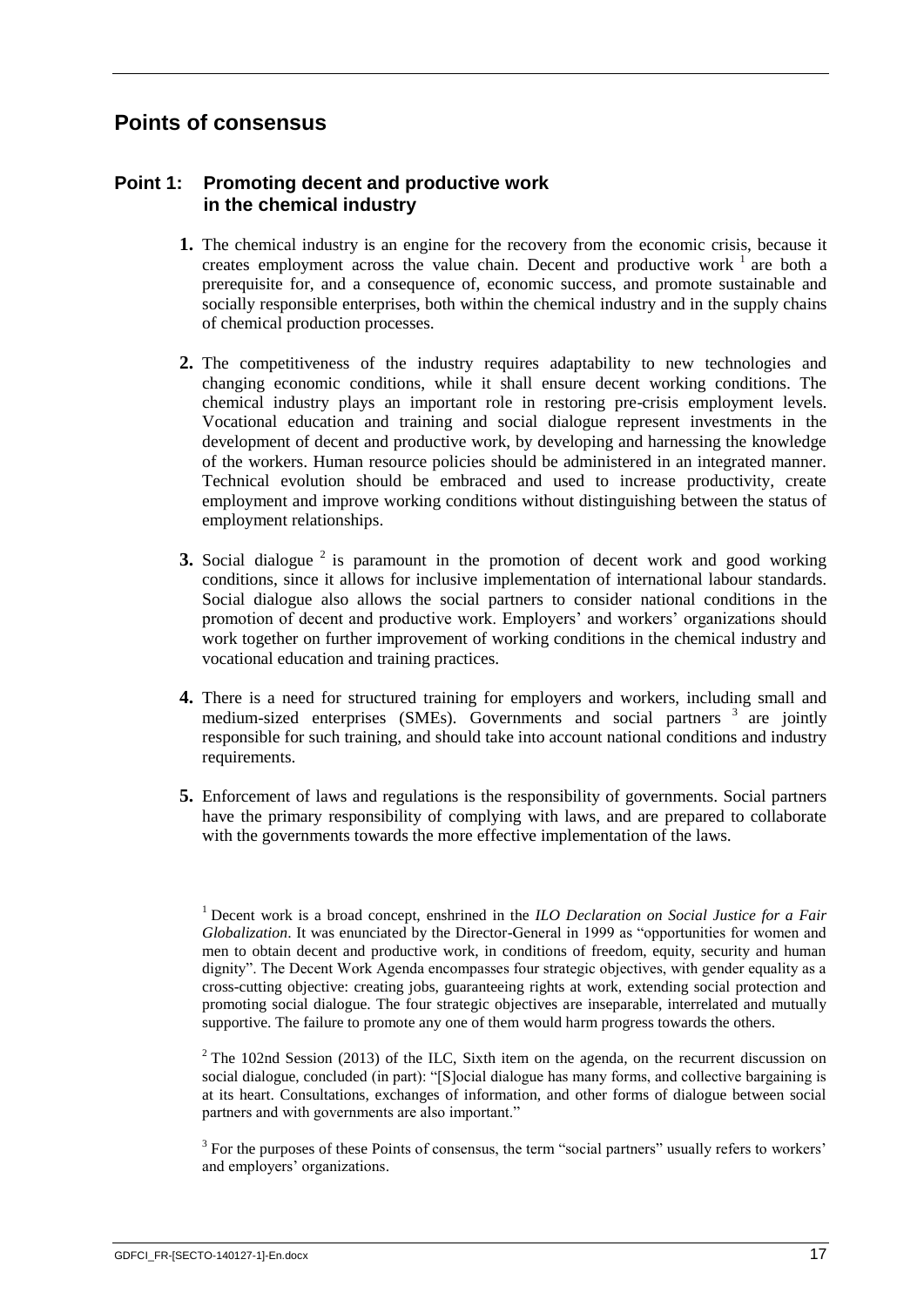# Points of consensus

## Point 1: Promoting decent and productive work in the chemical industry

**1.** The chemical industry is an engine for the recovery from the economic crisis, because it creates employment across the value chain. Decent and productive work [1] are both a prerequisite for, and a consequence of, economic success, and promote sustainable and socially responsible enterprises, both within the chemical industry and in the supply chains of chemical production processes.

**2.** The competitiveness of the industry requires adaptability to new technologies and changing economic conditions, while it shall ensure decent working conditions. The chemical industry plays an important role in restoring pre-crisis employment levels. Vocational education and training and social dialogue represent investments in the development of decent and productive work, by developing and harnessing the knowledge of the workers. Human resource policies should be administered in an integrated manner. Technical evolution should be embraced and used to increase productivity, create employment and improve working conditions without distinguishing between the status of employment relationships.

**3.** Social dialogue [2] is paramount in the promotion of decent work and good working conditions, since it allows for inclusive implementation of international labour standards. Social dialogue also allows the social partners to consider national conditions in the promotion of decent and productive work. Employers' and workers' organizations should work together on further improvement of working conditions in the chemical industry and vocational education and training practices.

**4.** There is a need for structured training for employers and workers, including small and medium-sized enterprises (SMEs). Governments and social partners [3] are jointly responsible for such training, and should take into account national conditions and industry requirements.

**5.** Enforcement of laws and regulations is the responsibility of governments. Social partners have the primary responsibility of complying with laws, and are prepared to collaborate with the governments towards the more effective implementation of the laws.

---

[1] Decent work is a broad concept, enshrined in the *ILO Declaration on Social Justice for a Fair Globalization*. It was enunciated by the Director-General in 1999 as "opportunities for women and men to obtain decent and productive work, in conditions of freedom, equity, security and human dignity". The Decent Work Agenda encompasses four strategic objectives, with gender equality as a cross-cutting objective: creating jobs, guaranteeing rights at work, extending social protection and promoting social dialogue. The four strategic objectives are inseparable, interrelated and mutually supportive. The failure to promote any one of them would harm progress towards the others.

[2] The 102nd Session (2013) of the ILC, Sixth item on the agenda, on the recurrent discussion on social dialogue, concluded (in part): "[S]ocial dialogue has many forms, and collective bargaining is at its heart. Consultations, exchanges of information, and other forms of dialogue between social partners and with governments are also important."

[3] For the purposes of these Points of consensus, the term "social partners" usually refers to workers' and employers' organizations.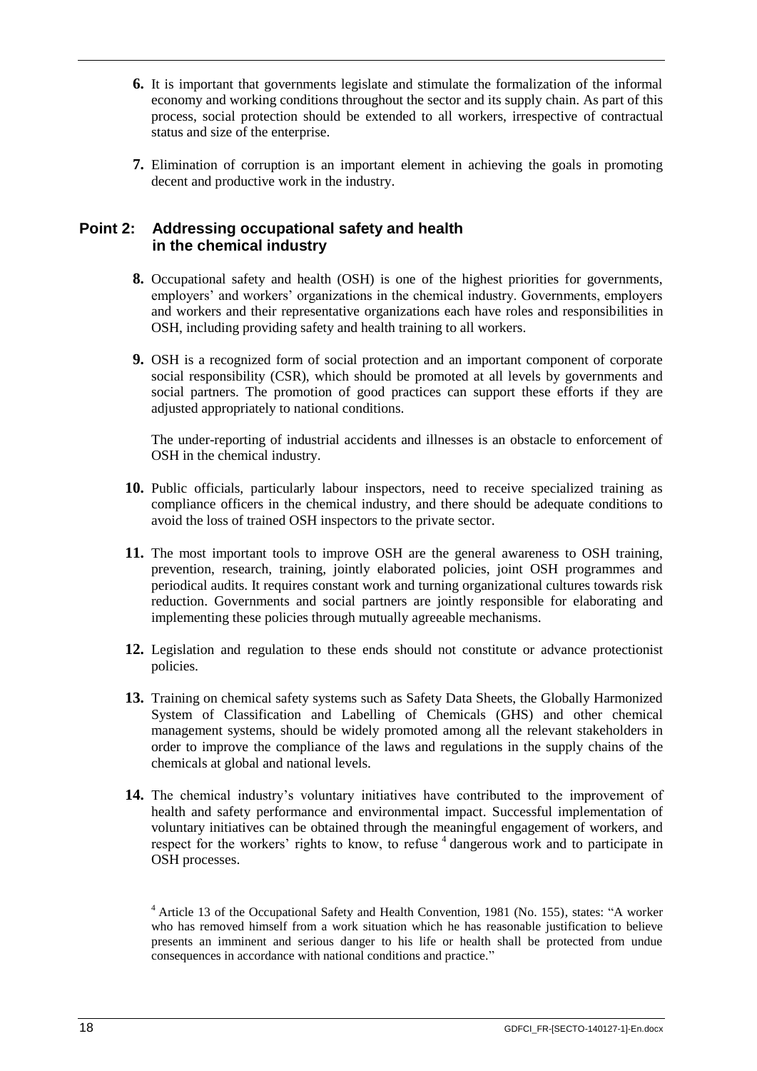**6.** It is important that governments legislate and stimulate the formalization of the informal economy and working conditions throughout the sector and its supply chain. As part of this process, social protection should be extended to all workers, irrespective of contractual status and size of the enterprise.

**7.** Elimination of corruption is an important element in achieving the goals in promoting decent and productive work in the industry.

## Point 2: Addressing occupational safety and health in the chemical industry

**8.** Occupational safety and health (OSH) is one of the highest priorities for governments, employers' and workers' organizations in the chemical industry. Governments, employers and workers and their representative organizations each have roles and responsibilities in OSH, including providing safety and health training to all workers.

**9.** OSH is a recognized form of social protection and an important component of corporate social responsibility (CSR), which should be promoted at all levels by governments and social partners. The promotion of good practices can support these efforts if they are adjusted appropriately to national conditions.

The under-reporting of industrial accidents and illnesses is an obstacle to enforcement of OSH in the chemical industry.

**10.** Public officials, particularly labour inspectors, need to receive specialized training as compliance officers in the chemical industry, and there should be adequate conditions to avoid the loss of trained OSH inspectors to the private sector.

**11.** The most important tools to improve OSH are the general awareness to OSH training, prevention, research, training, jointly elaborated policies, joint OSH programmes and periodical audits. It requires constant work and turning organizational cultures towards risk reduction. Governments and social partners are jointly responsible for elaborating and implementing these policies through mutually agreeable mechanisms.

**12.** Legislation and regulation to these ends should not constitute or advance protectionist policies.

**13.** Training on chemical safety systems such as Safety Data Sheets, the Globally Harmonized System of Classification and Labelling of Chemicals (GHS) and other chemical management systems, should be widely promoted among all the relevant stakeholders in order to improve the compliance of the laws and regulations in the supply chains of the chemicals at global and national levels.

**14.** The chemical industry's voluntary initiatives have contributed to the improvement of health and safety performance and environmental impact. Successful implementation of voluntary initiatives can be obtained through the meaningful engagement of workers, and respect for the workers' rights to know, to refuse [4] dangerous work and to participate in OSH processes.

[4] Article 13 of the Occupational Safety and Health Convention, 1981 (No. 155), states: "A worker who has removed himself from a work situation which he has reasonable justification to believe presents an imminent and serious danger to his life or health shall be protected from undue consequences in accordance with national conditions and practice."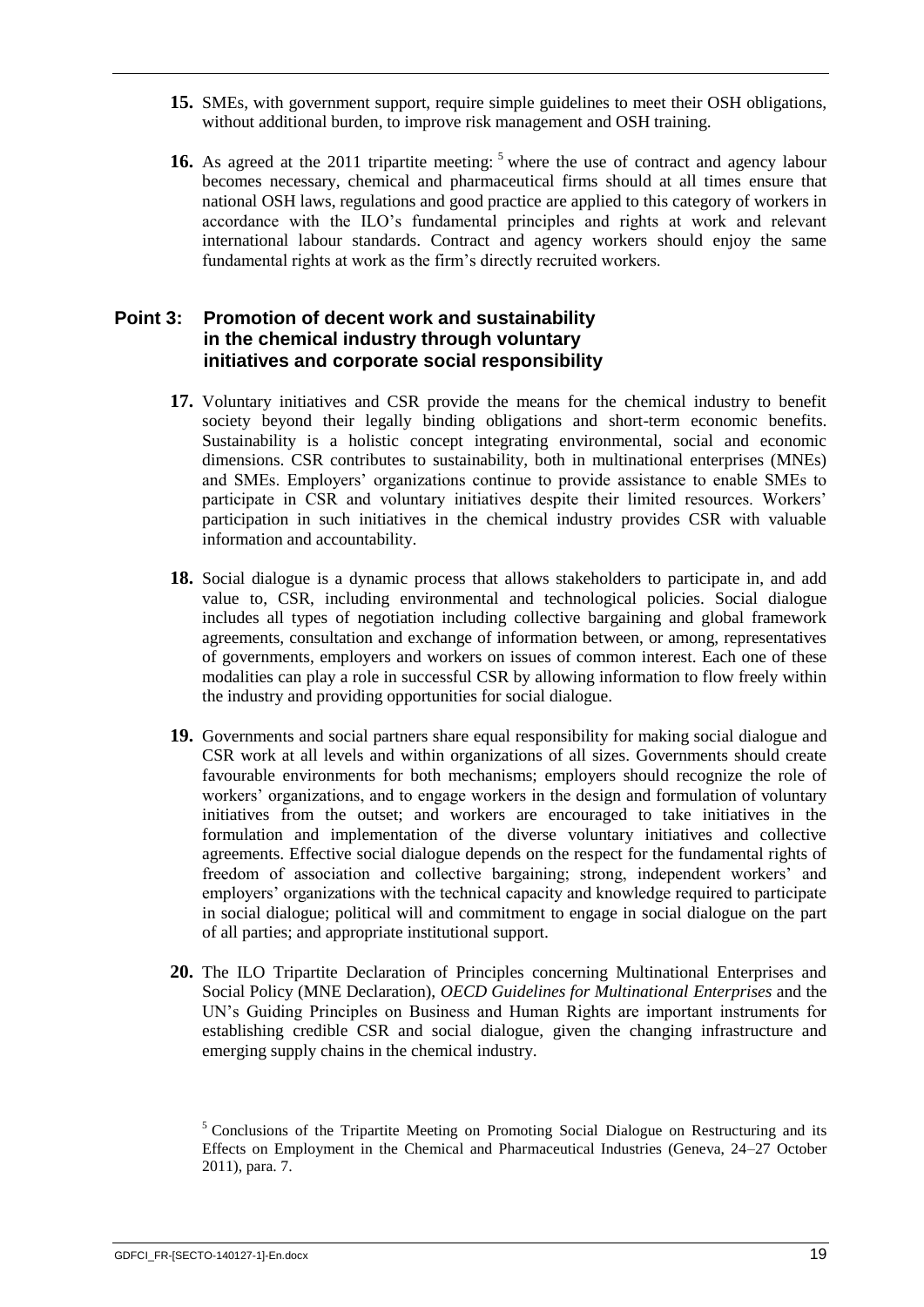**15.** SMEs, with government support, require simple guidelines to meet their OSH obligations, without additional burden, to improve risk management and OSH training.

**16.** As agreed at the 2011 tripartite meeting: [5] where the use of contract and agency labour becomes necessary, chemical and pharmaceutical firms should at all times ensure that national OSH laws, regulations and good practice are applied to this category of workers in accordance with the ILO's fundamental principles and rights at work and relevant international labour standards. Contract and agency workers should enjoy the same fundamental rights at work as the firm's directly recruited workers.

## Point 3: Promotion of decent work and sustainability in the chemical industry through voluntary initiatives and corporate social responsibility

**17.** Voluntary initiatives and CSR provide the means for the chemical industry to benefit society beyond their legally binding obligations and short-term economic benefits. Sustainability is a holistic concept integrating environmental, social and economic dimensions. CSR contributes to sustainability, both in multinational enterprises (MNEs) and SMEs. Employers' organizations continue to provide assistance to enable SMEs to participate in CSR and voluntary initiatives despite their limited resources. Workers' participation in such initiatives in the chemical industry provides CSR with valuable information and accountability.

**18.** Social dialogue is a dynamic process that allows stakeholders to participate in, and add value to, CSR, including environmental and technological policies. Social dialogue includes all types of negotiation including collective bargaining and global framework agreements, consultation and exchange of information between, or among, representatives of governments, employers and workers on issues of common interest. Each one of these modalities can play a role in successful CSR by allowing information to flow freely within the industry and providing opportunities for social dialogue.

**19.** Governments and social partners share equal responsibility for making social dialogue and CSR work at all levels and within organizations of all sizes. Governments should create favourable environments for both mechanisms; employers should recognize the role of workers' organizations, and to engage workers in the design and formulation of voluntary initiatives from the outset; and workers are encouraged to take initiatives in the formulation and implementation of the diverse voluntary initiatives and collective agreements. Effective social dialogue depends on the respect for the fundamental rights of freedom of association and collective bargaining; strong, independent workers' and employers' organizations with the technical capacity and knowledge required to participate in social dialogue; political will and commitment to engage in social dialogue on the part of all parties; and appropriate institutional support.

**20.** The ILO Tripartite Declaration of Principles concerning Multinational Enterprises and Social Policy (MNE Declaration), *OECD Guidelines for Multinational Enterprises* and the UN's Guiding Principles on Business and Human Rights are important instruments for establishing credible CSR and social dialogue, given the changing infrastructure and emerging supply chains in the chemical industry.

[5] Conclusions of the Tripartite Meeting on Promoting Social Dialogue on Restructuring and its Effects on Employment in the Chemical and Pharmaceutical Industries (Geneva, 24–27 October 2011), para. 7.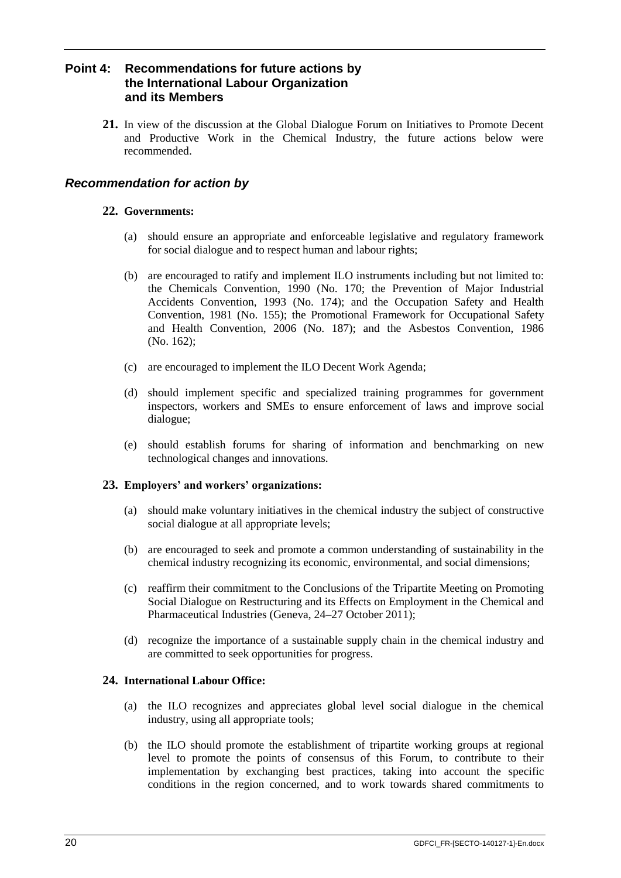## Point 4: Recommendations for future actions by the International Labour Organization and its Members

**21.** In view of the discussion at the Global Dialogue Forum on Initiatives to Promote Decent and Productive Work in the Chemical Industry, the future actions below were recommended.

### *Recommendation for action by*

**22. Governments:**

(a) should ensure an appropriate and enforceable legislative and regulatory framework for social dialogue and to respect human and labour rights;

(b) are encouraged to ratify and implement ILO instruments including but not limited to: the Chemicals Convention, 1990 (No. 170; the Prevention of Major Industrial Accidents Convention, 1993 (No. 174); and the Occupation Safety and Health Convention, 1981 (No. 155); the Promotional Framework for Occupational Safety and Health Convention, 2006 (No. 187); and the Asbestos Convention, 1986 (No. 162);

(c) are encouraged to implement the ILO Decent Work Agenda;

(d) should implement specific and specialized training programmes for government inspectors, workers and SMEs to ensure enforcement of laws and improve social dialogue;

(e) should establish forums for sharing of information and benchmarking on new technological changes and innovations.

**23. Employers' and workers' organizations:**

(a) should make voluntary initiatives in the chemical industry the subject of constructive social dialogue at all appropriate levels;

(b) are encouraged to seek and promote a common understanding of sustainability in the chemical industry recognizing its economic, environmental, and social dimensions;

(c) reaffirm their commitment to the Conclusions of the Tripartite Meeting on Promoting Social Dialogue on Restructuring and its Effects on Employment in the Chemical and Pharmaceutical Industries (Geneva, 24–27 October 2011);

(d) recognize the importance of a sustainable supply chain in the chemical industry and are committed to seek opportunities for progress.

**24. International Labour Office:**

(a) the ILO recognizes and appreciates global level social dialogue in the chemical industry, using all appropriate tools;

(b) the ILO should promote the establishment of tripartite working groups at regional level to promote the points of consensus of this Forum, to contribute to their implementation by exchanging best practices, taking into account the specific conditions in the region concerned, and to work towards shared commitments to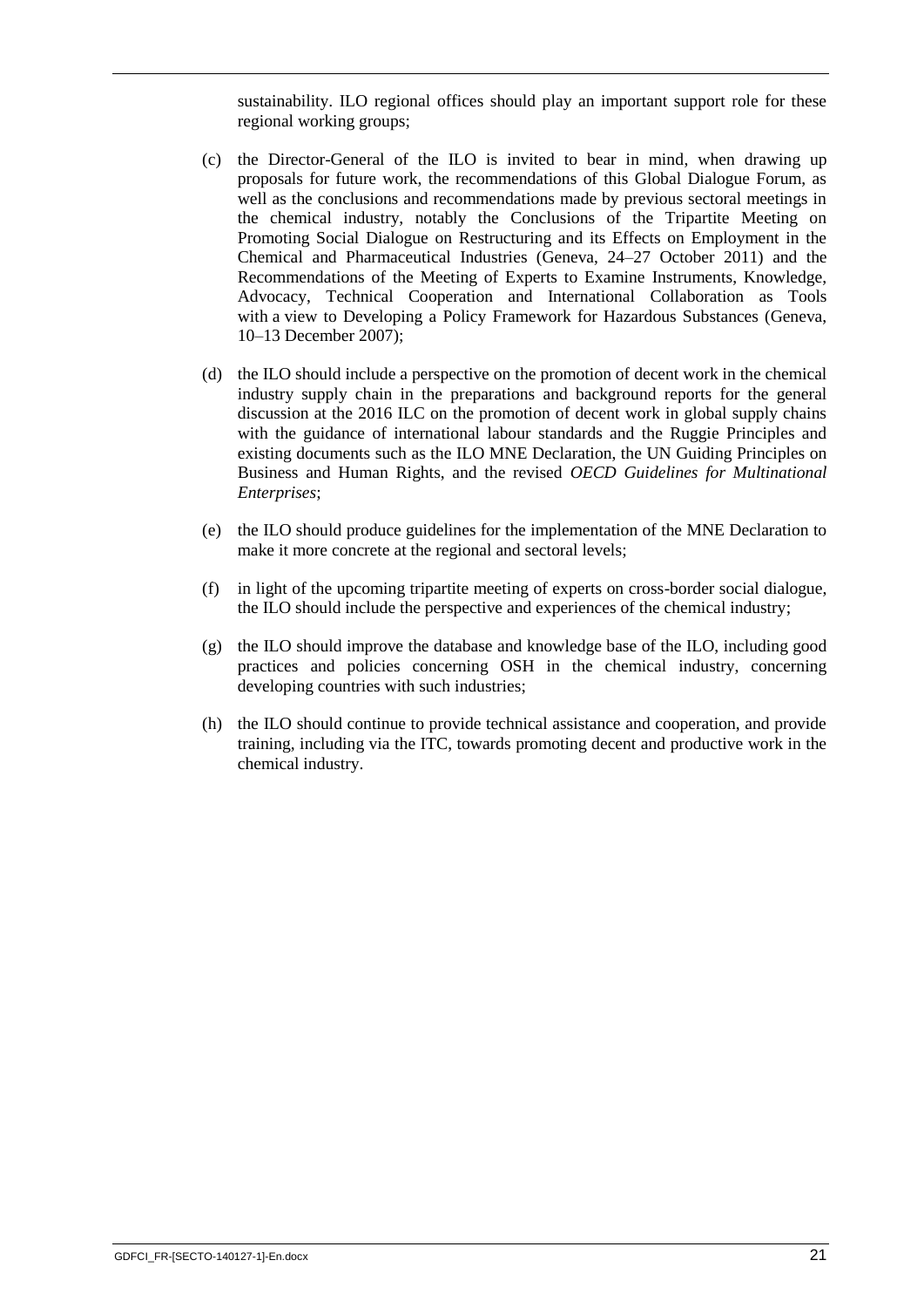sustainability. ILO regional offices should play an important support role for these regional working groups;

(c) the Director-General of the ILO is invited to bear in mind, when drawing up proposals for future work, the recommendations of this Global Dialogue Forum, as well as the conclusions and recommendations made by previous sectoral meetings in the chemical industry, notably the Conclusions of the Tripartite Meeting on Promoting Social Dialogue on Restructuring and its Effects on Employment in the Chemical and Pharmaceutical Industries (Geneva, 24–27 October 2011) and the Recommendations of the Meeting of Experts to Examine Instruments, Knowledge, Advocacy, Technical Cooperation and International Collaboration as Tools with a view to Developing a Policy Framework for Hazardous Substances (Geneva, 10–13 December 2007);

(d) the ILO should include a perspective on the promotion of decent work in the chemical industry supply chain in the preparations and background reports for the general discussion at the 2016 ILC on the promotion of decent work in global supply chains with the guidance of international labour standards and the Ruggie Principles and existing documents such as the ILO MNE Declaration, the UN Guiding Principles on Business and Human Rights, and the revised *OECD Guidelines for Multinational Enterprises*;

(e) the ILO should produce guidelines for the implementation of the MNE Declaration to make it more concrete at the regional and sectoral levels;

(f) in light of the upcoming tripartite meeting of experts on cross-border social dialogue, the ILO should include the perspective and experiences of the chemical industry;

(g) the ILO should improve the database and knowledge base of the ILO, including good practices and policies concerning OSH in the chemical industry, concerning developing countries with such industries;

(h) the ILO should continue to provide technical assistance and cooperation, and provide training, including via the ITC, towards promoting decent and productive work in the chemical industry.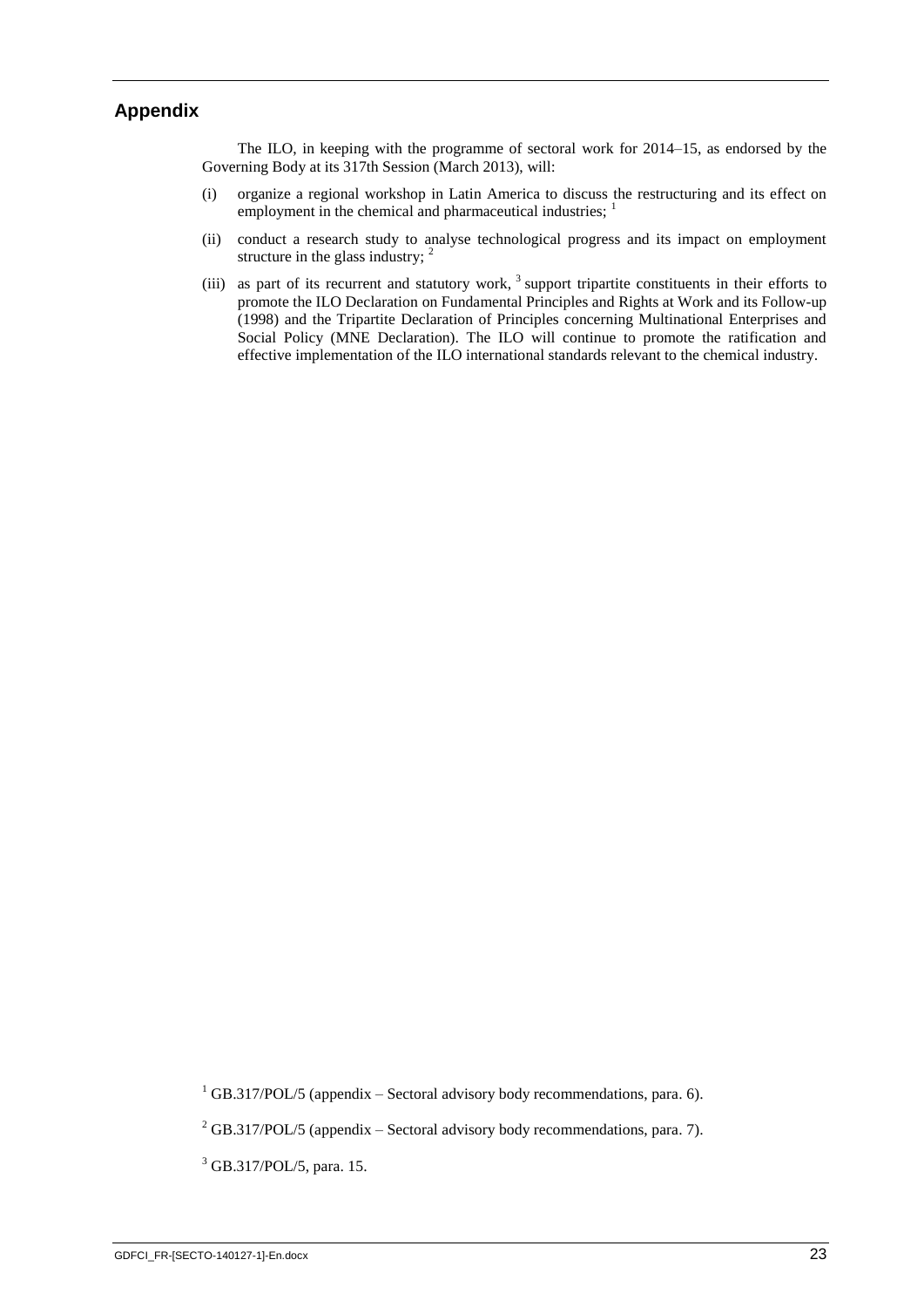## Appendix

The ILO, in keeping with the programme of sectoral work for 2014–15, as endorsed by the Governing Body at its 317th Session (March 2013), will:

(i) organize a regional workshop in Latin America to discuss the restructuring and its effect on employment in the chemical and pharmaceutical industries; [1]

(ii) conduct a research study to analyse technological progress and its impact on employment structure in the glass industry; [2]

(iii) as part of its recurrent and statutory work, [3] support tripartite constituents in their efforts to promote the ILO Declaration on Fundamental Principles and Rights at Work and its Follow-up (1998) and the Tripartite Declaration of Principles concerning Multinational Enterprises and Social Policy (MNE Declaration). The ILO will continue to promote the ratification and effective implementation of the ILO international standards relevant to the chemical industry.

---

[1] GB.317/POL/5 (appendix – Sectoral advisory body recommendations, para. 6).

[2] GB.317/POL/5 (appendix – Sectoral advisory body recommendations, para. 7).

[3] GB.317/POL/5, para. 15.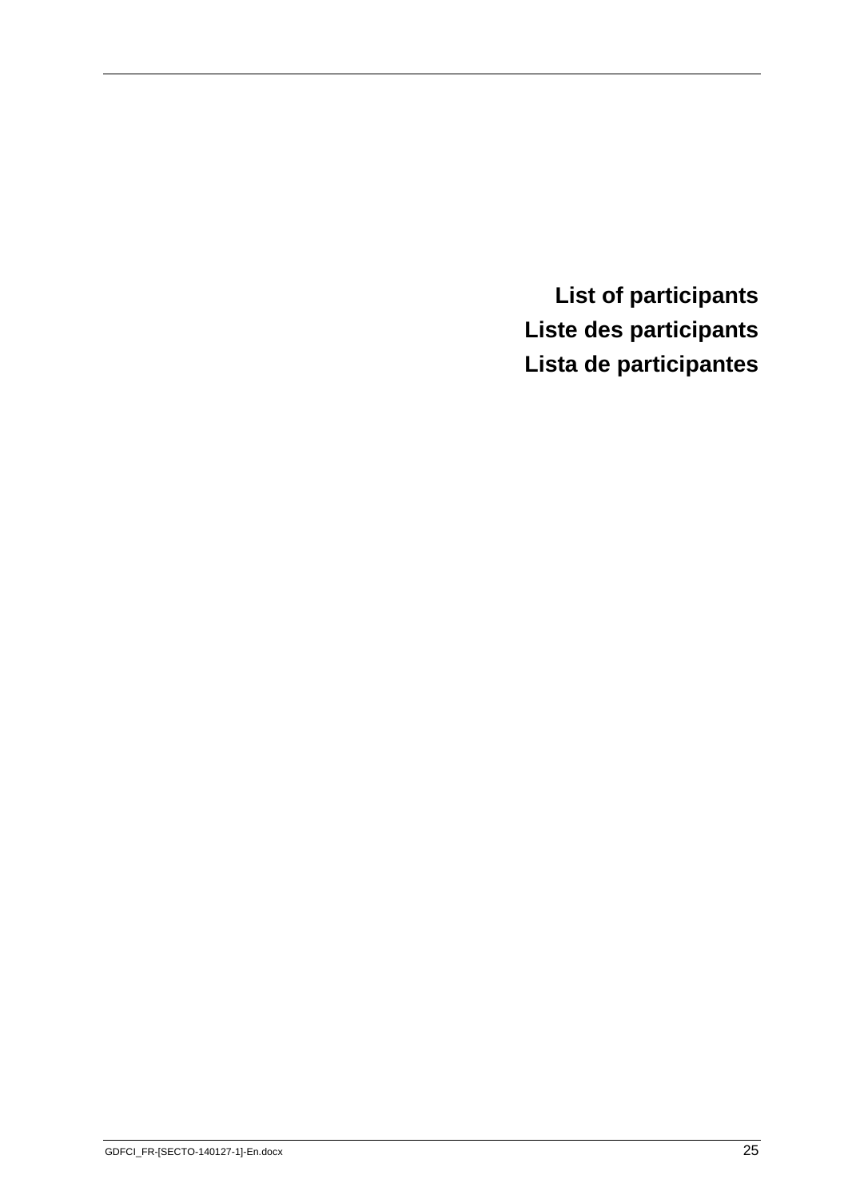# List of participants

# Liste des participants

# Lista de participantes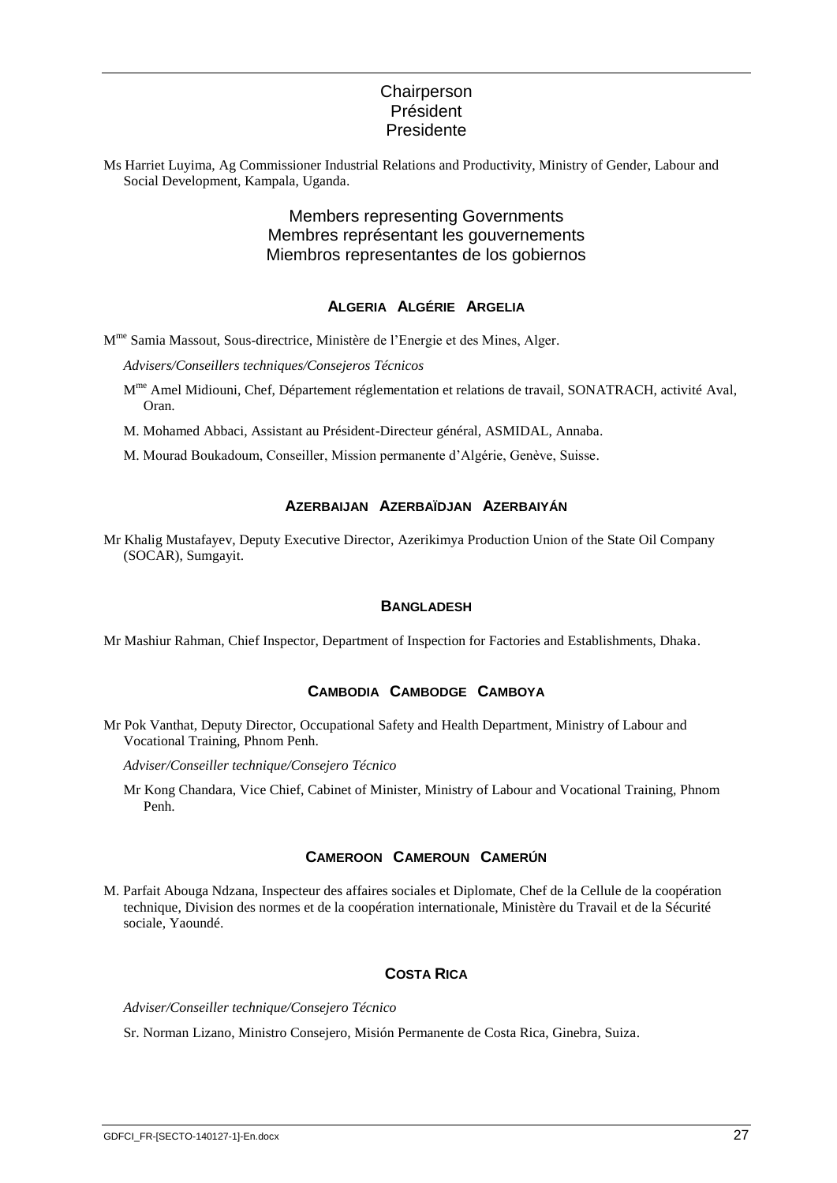## Chairperson
## Président
## Presidente

Ms Harriet Luyima, Ag Commissioner Industrial Relations and Productivity, Ministry of Gender, Labour and Social Development, Kampala, Uganda.

## Members representing Governments
## Membres représentant les gouvernements
## Miembros representantes de los gobiernos

### ALGERIA ALGÉRIE ARGELIA

M[me] Samia Massout, Sous-directrice, Ministère de l'Energie et des Mines, Alger.

*Advisers/Conseillers techniques/Consejeros Técnicos*

M[me] Amel Midiouni, Chef, Département réglementation et relations de travail, SONATRACH, activité Aval, Oran.

M. Mohamed Abbaci, Assistant au Président-Directeur général, ASMIDAL, Annaba.

M. Mourad Boukadoum, Conseiller, Mission permanente d'Algérie, Genève, Suisse.

### AZERBAIJAN AZERBAÏDJAN AZERBAIYÁN

Mr Khalig Mustafayev, Deputy Executive Director, Azerikimya Production Union of the State Oil Company (SOCAR), Sumgayit.

### BANGLADESH

Mr Mashiur Rahman, Chief Inspector, Department of Inspection for Factories and Establishments, Dhaka.

### CAMBODIA CAMBODGE CAMBOYA

Mr Pok Vanthat, Deputy Director, Occupational Safety and Health Department, Ministry of Labour and Vocational Training, Phnom Penh.

*Adviser/Conseiller technique/Consejero Técnico*

Mr Kong Chandara, Vice Chief, Cabinet of Minister, Ministry of Labour and Vocational Training, Phnom Penh.

### CAMEROON CAMEROUN CAMERÚN

M. Parfait Abouga Ndzana, Inspecteur des affaires sociales et Diplomate, Chef de la Cellule de la coopération technique, Division des normes et de la coopération internationale, Ministère du Travail et de la Sécurité sociale, Yaoundé.

### COSTA RICA

*Adviser/Conseiller technique/Consejero Técnico*

Sr. Norman Lizano, Ministro Consejero, Misión Permanente de Costa Rica, Ginebra, Suiza.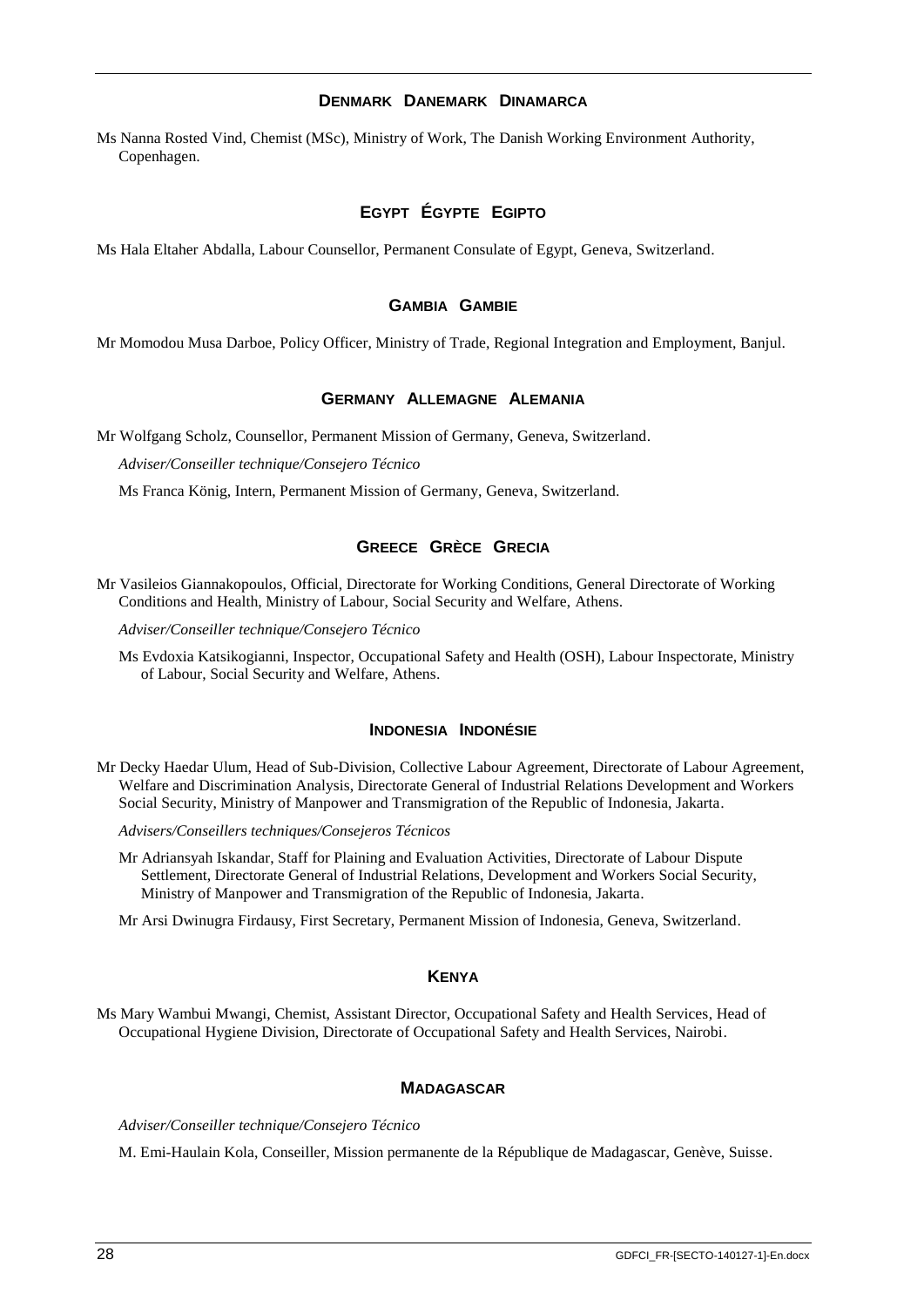## DENMARK DANEMARK DINAMARCA

Ms Nanna Rosted Vind, Chemist (MSc), Ministry of Work, The Danish Working Environment Authority, Copenhagen.

## EGYPT ÉGYPTE EGIPTO

Ms Hala Eltaher Abdalla, Labour Counsellor, Permanent Consulate of Egypt, Geneva, Switzerland.

## GAMBIA GAMBIE

Mr Momodou Musa Darboe, Policy Officer, Ministry of Trade, Regional Integration and Employment, Banjul.

## GERMANY ALLEMAGNE ALEMANIA

Mr Wolfgang Scholz, Counsellor, Permanent Mission of Germany, Geneva, Switzerland.

*Adviser/Conseiller technique/Consejero Técnico*

Ms Franca König, Intern, Permanent Mission of Germany, Geneva, Switzerland.

## GREECE GRÈCE GRECIA

Mr Vasileios Giannakopoulos, Official, Directorate for Working Conditions, General Directorate of Working Conditions and Health, Ministry of Labour, Social Security and Welfare, Athens.

*Adviser/Conseiller technique/Consejero Técnico*

Ms Evdoxia Katsikogianni, Inspector, Occupational Safety and Health (OSH), Labour Inspectorate, Ministry of Labour, Social Security and Welfare, Athens.

## INDONESIA INDONÉSIE

Mr Decky Haedar Ulum, Head of Sub-Division, Collective Labour Agreement, Directorate of Labour Agreement, Welfare and Discrimination Analysis, Directorate General of Industrial Relations Development and Workers Social Security, Ministry of Manpower and Transmigration of the Republic of Indonesia, Jakarta.

*Advisers/Conseillers techniques/Consejeros Técnicos*

Mr Adriansyah Iskandar, Staff for Plaining and Evaluation Activities, Directorate of Labour Dispute Settlement, Directorate General of Industrial Relations, Development and Workers Social Security, Ministry of Manpower and Transmigration of the Republic of Indonesia, Jakarta.

Mr Arsi Dwinugra Firdausy, First Secretary, Permanent Mission of Indonesia, Geneva, Switzerland.

## KENYA

Ms Mary Wambui Mwangi, Chemist, Assistant Director, Occupational Safety and Health Services, Head of Occupational Hygiene Division, Directorate of Occupational Safety and Health Services, Nairobi.

## MADAGASCAR

*Adviser/Conseiller technique/Consejero Técnico*

M. Emi-Haulain Kola, Conseiller, Mission permanente de la République de Madagascar, Genève, Suisse.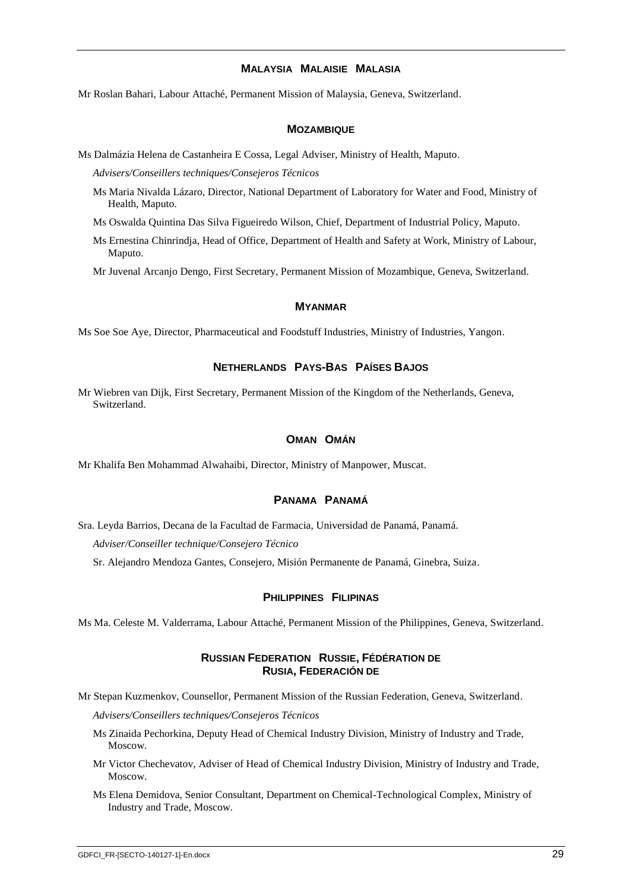### Malaysia  Malaisie  Malasia

Mr Roslan Bahari, Labour Attaché, Permanent Mission of Malaysia, Geneva, Switzerland.

### Mozambique

Ms Dalmázia Helena de Castanheira E Cossa, Legal Adviser, Ministry of Health, Maputo.

*Advisers/Conseillers techniques/Consejeros Técnicos*

Ms Maria Nivalda Lázaro, Director, National Department of Laboratory for Water and Food, Ministry of Health, Maputo.

Ms Oswalda Quintina Das Silva Figueiredo Wilson, Chief, Department of Industrial Policy, Maputo.

Ms Ernestina Chinrindja, Head of Office, Department of Health and Safety at Work, Ministry of Labour, Maputo.

Mr Juvenal Arcanjo Dengo, First Secretary, Permanent Mission of Mozambique, Geneva, Switzerland.

### Myanmar

Ms Soe Soe Aye, Director, Pharmaceutical and Foodstuff Industries, Ministry of Industries, Yangon.

### Netherlands  Pays-Bas  Países Bajos

Mr Wiebren van Dijk, First Secretary, Permanent Mission of the Kingdom of the Netherlands, Geneva, Switzerland.

### Oman  Omán

Mr Khalifa Ben Mohammad Alwahaibi, Director, Ministry of Manpower, Muscat.

### Panama  Panamá

Sra. Leyda Barrios, Decana de la Facultad de Farmacia, Universidad de Panamá, Panamá.

*Adviser/Conseiller technique/Consejero Técnico*

Sr. Alejandro Mendoza Gantes, Consejero, Misión Permanente de Panamá, Ginebra, Suiza.

### Philippines  Filipinas

Ms Ma. Celeste M. Valderrama, Labour Attaché, Permanent Mission of the Philippines, Geneva, Switzerland.

### Russian Federation  Russie, Fédération de  Rusia, Federación de

Mr Stepan Kuzmenkov, Counsellor, Permanent Mission of the Russian Federation, Geneva, Switzerland.

*Advisers/Conseillers techniques/Consejeros Técnicos*

Ms Zinaida Pechorkina, Deputy Head of Chemical Industry Division, Ministry of Industry and Trade, Moscow.

Mr Victor Chechevatov, Adviser of Head of Chemical Industry Division, Ministry of Industry and Trade, Moscow.

Ms Elena Demidova, Senior Consultant, Department on Chemical-Technological Complex, Ministry of Industry and Trade, Moscow.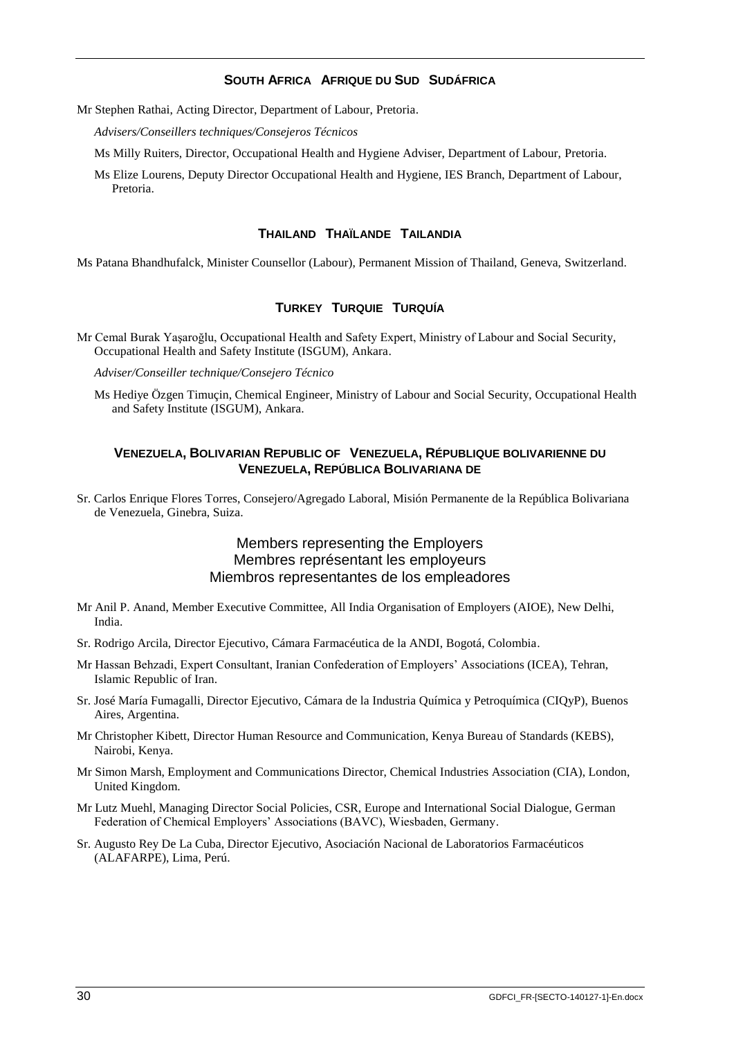### SOUTH AFRICA AFRIQUE DU SUD SUDÁFRICA

Mr Stephen Rathai, Acting Director, Department of Labour, Pretoria.

*Advisers/Conseillers techniques/Consejeros Técnicos*

Ms Milly Ruiters, Director, Occupational Health and Hygiene Adviser, Department of Labour, Pretoria.

Ms Elize Lourens, Deputy Director Occupational Health and Hygiene, IES Branch, Department of Labour, Pretoria.

### THAILAND THAÏLANDE TAILANDIA

Ms Patana Bhandhufalck, Minister Counsellor (Labour), Permanent Mission of Thailand, Geneva, Switzerland.

### TURKEY TURQUIE TURQUÍA

Mr Cemal Burak Yaşaroğlu, Occupational Health and Safety Expert, Ministry of Labour and Social Security, Occupational Health and Safety Institute (ISGUM), Ankara.

*Adviser/Conseiller technique/Consejero Técnico*

Ms Hediye Özgen Timuçin, Chemical Engineer, Ministry of Labour and Social Security, Occupational Health and Safety Institute (ISGUM), Ankara.

### VENEZUELA, BOLIVARIAN REPUBLIC OF VENEZUELA, RÉPUBLIQUE BOLIVARIENNE DU VENEZUELA, REPÚBLICA BOLIVARIANA DE

Sr. Carlos Enrique Flores Torres, Consejero/Agregado Laboral, Misión Permanente de la República Bolivariana de Venezuela, Ginebra, Suiza.

## Members representing the Employers
## Membres représentant les employeurs
## Miembros representantes de los empleadores

Mr Anil P. Anand, Member Executive Committee, All India Organisation of Employers (AIOE), New Delhi, India.

Sr. Rodrigo Arcila, Director Ejecutivo, Cámara Farmacéutica de la ANDI, Bogotá, Colombia.

Mr Hassan Behzadi, Expert Consultant, Iranian Confederation of Employers' Associations (ICEA), Tehran, Islamic Republic of Iran.

Sr. José María Fumagalli, Director Ejecutivo, Cámara de la Industria Química y Petroquímica (CIQyP), Buenos Aires, Argentina.

Mr Christopher Kibett, Director Human Resource and Communication, Kenya Bureau of Standards (KEBS), Nairobi, Kenya.

Mr Simon Marsh, Employment and Communications Director, Chemical Industries Association (CIA), London, United Kingdom.

Mr Lutz Muehl, Managing Director Social Policies, CSR, Europe and International Social Dialogue, German Federation of Chemical Employers' Associations (BAVC), Wiesbaden, Germany.

Sr. Augusto Rey De La Cuba, Director Ejecutivo, Asociación Nacional de Laboratorios Farmacéuticos (ALAFARPE), Lima, Perú.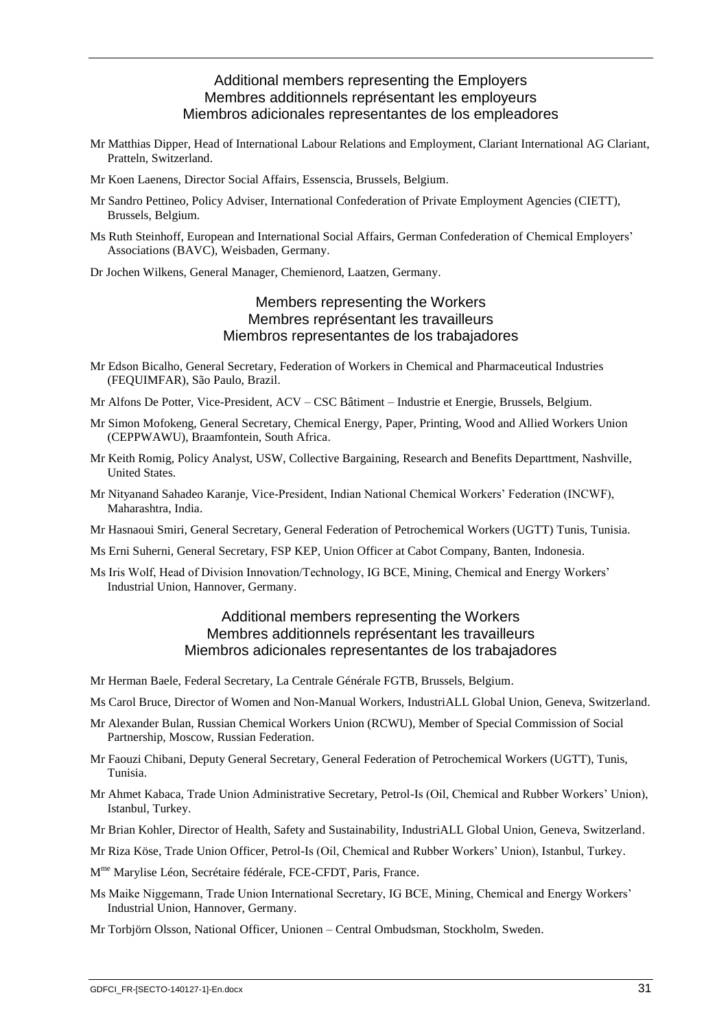### Additional members representing the Employers
### Membres additionnels représentant les employeurs
### Miembros adicionales representantes de los empleadores

Mr Matthias Dipper, Head of International Labour Relations and Employment, Clariant International AG Clariant, Pratteln, Switzerland.

Mr Koen Laenens, Director Social Affairs, Essenscia, Brussels, Belgium.

Mr Sandro Pettineo, Policy Adviser, International Confederation of Private Employment Agencies (CIETT), Brussels, Belgium.

Ms Ruth Steinhoff, European and International Social Affairs, German Confederation of Chemical Employers' Associations (BAVC), Weisbaden, Germany.

Dr Jochen Wilkens, General Manager, Chemienord, Laatzen, Germany.

### Members representing the Workers
### Membres représentant les travailleurs
### Miembros representantes de los trabajadores

Mr Edson Bicalho, General Secretary, Federation of Workers in Chemical and Pharmaceutical Industries (FEQUIMFAR), São Paulo, Brazil.

Mr Alfons De Potter, Vice-President, ACV – CSC Bâtiment – Industrie et Energie, Brussels, Belgium.

Mr Simon Mofokeng, General Secretary, Chemical Energy, Paper, Printing, Wood and Allied Workers Union (CEPPWAWU), Braamfontein, South Africa.

Mr Keith Romig, Policy Analyst, USW, Collective Bargaining, Research and Benefits Departtment, Nashville, United States.

Mr Nityanand Sahadeo Karanje, Vice-President, Indian National Chemical Workers' Federation (INCWF), Maharashtra, India.

Mr Hasnaoui Smiri, General Secretary, General Federation of Petrochemical Workers (UGTT) Tunis, Tunisia.

Ms Erni Suherni, General Secretary, FSP KEP, Union Officer at Cabot Company, Banten, Indonesia.

Ms Iris Wolf, Head of Division Innovation/Technology, IG BCE, Mining, Chemical and Energy Workers' Industrial Union, Hannover, Germany.

### Additional members representing the Workers
### Membres additionnels représentant les travailleurs
### Miembros adicionales representantes de los trabajadores

Mr Herman Baele, Federal Secretary, La Centrale Générale FGTB, Brussels, Belgium.

Ms Carol Bruce, Director of Women and Non-Manual Workers, IndustriALL Global Union, Geneva, Switzerland.

Mr Alexander Bulan, Russian Chemical Workers Union (RCWU), Member of Special Commission of Social Partnership, Moscow, Russian Federation.

Mr Faouzi Chibani, Deputy General Secretary, General Federation of Petrochemical Workers (UGTT), Tunis, Tunisia.

Mr Ahmet Kabaca, Trade Union Administrative Secretary, Petrol-Is (Oil, Chemical and Rubber Workers' Union), Istanbul, Turkey.

Mr Brian Kohler, Director of Health, Safety and Sustainability, IndustriALL Global Union, Geneva, Switzerland.

Mr Riza Köse, Trade Union Officer, Petrol-Is (Oil, Chemical and Rubber Workers' Union), Istanbul, Turkey.

Mme Marylise Léon, Secrétaire fédérale, FCE-CFDT, Paris, France.

Ms Maike Niggemann, Trade Union International Secretary, IG BCE, Mining, Chemical and Energy Workers' Industrial Union, Hannover, Germany.

Mr Torbjörn Olsson, National Officer, Unionen – Central Ombudsman, Stockholm, Sweden.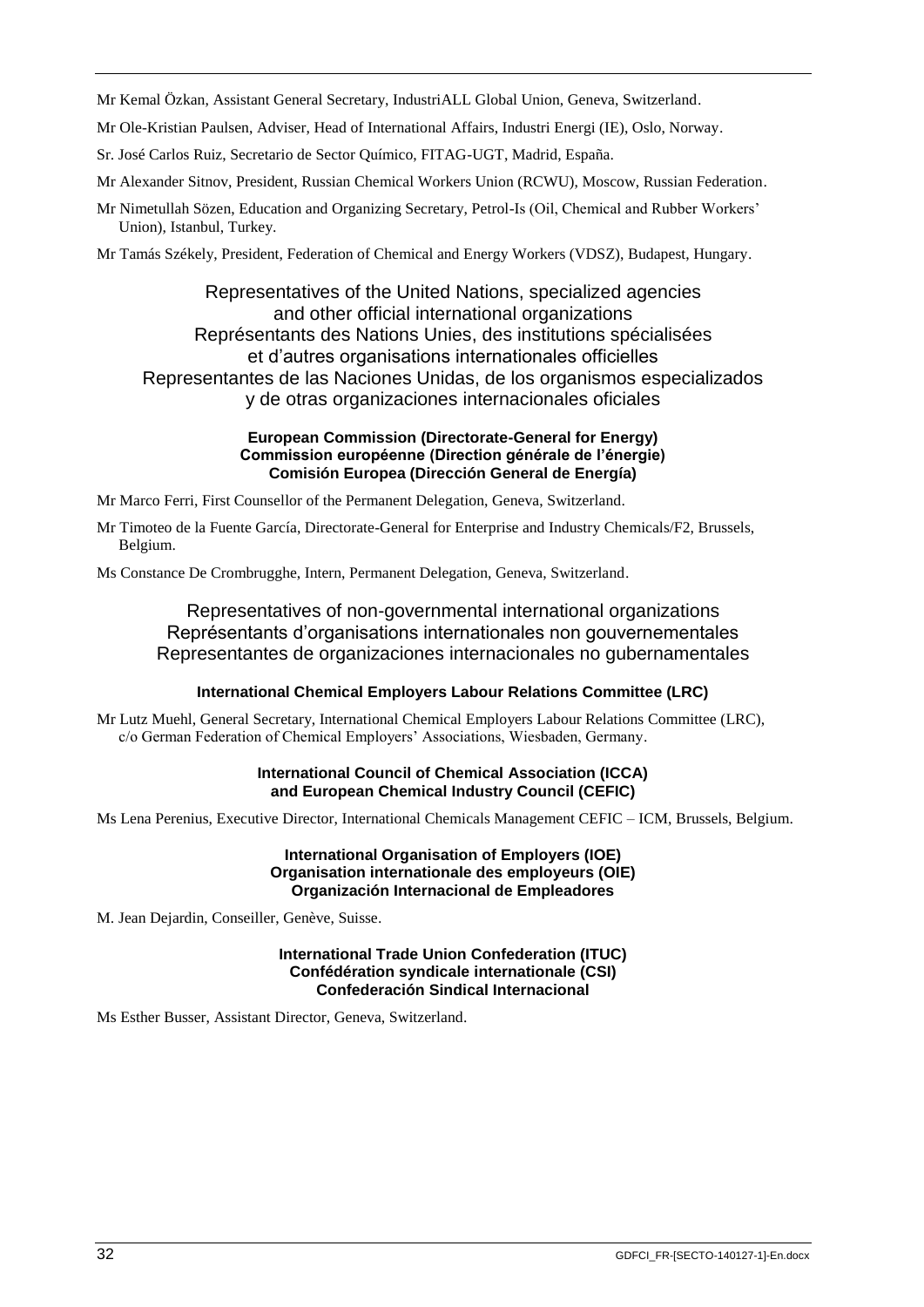Mr Kemal Özkan, Assistant General Secretary, IndustriALL Global Union, Geneva, Switzerland.

Mr Ole-Kristian Paulsen, Adviser, Head of International Affairs, Industri Energi (IE), Oslo, Norway.

Sr. José Carlos Ruiz, Secretario de Sector Químico, FITAG-UGT, Madrid, España.

Mr Alexander Sitnov, President, Russian Chemical Workers Union (RCWU), Moscow, Russian Federation.

Mr Nimetullah Sözen, Education and Organizing Secretary, Petrol-Is (Oil, Chemical and Rubber Workers' Union), Istanbul, Turkey.

Mr Tamás Székely, President, Federation of Chemical and Energy Workers (VDSZ), Budapest, Hungary.

## Representatives of the United Nations, specialized agencies and other official international organizations
## Représentants des Nations Unies, des institutions spécialisées et d'autres organisations internationales officielles
## Representantes de las Naciones Unidas, de los organismos especializados y de otras organizaciones internacionales oficiales

**European Commission (Directorate-General for Energy)**
**Commission européenne (Direction générale de l'énergie)**
**Comisión Europea (Dirección General de Energía)**

Mr Marco Ferri, First Counsellor of the Permanent Delegation, Geneva, Switzerland.

Mr Timoteo de la Fuente García, Directorate-General for Enterprise and Industry Chemicals/F2, Brussels, Belgium.

Ms Constance De Crombrugghe, Intern, Permanent Delegation, Geneva, Switzerland.

## Representatives of non-governmental international organizations
## Représentants d'organisations internationales non gouvernementales
## Representantes de organizaciones internacionales no gubernamentales

**International Chemical Employers Labour Relations Committee (LRC)**

Mr Lutz Muehl, General Secretary, International Chemical Employers Labour Relations Committee (LRC), c/o German Federation of Chemical Employers' Associations, Wiesbaden, Germany.

**International Council of Chemical Association (ICCA)**
**and European Chemical Industry Council (CEFIC)**

Ms Lena Perenius, Executive Director, International Chemicals Management CEFIC – ICM, Brussels, Belgium.

**International Organisation of Employers (IOE)**
**Organisation internationale des employeurs (OIE)**
**Organización Internacional de Empleadores**

M. Jean Dejardin, Conseiller, Genève, Suisse.

**International Trade Union Confederation (ITUC)**
**Confédération syndicale internationale (CSI)**
**Confederación Sindical Internacional**

Ms Esther Busser, Assistant Director, Geneva, Switzerland.